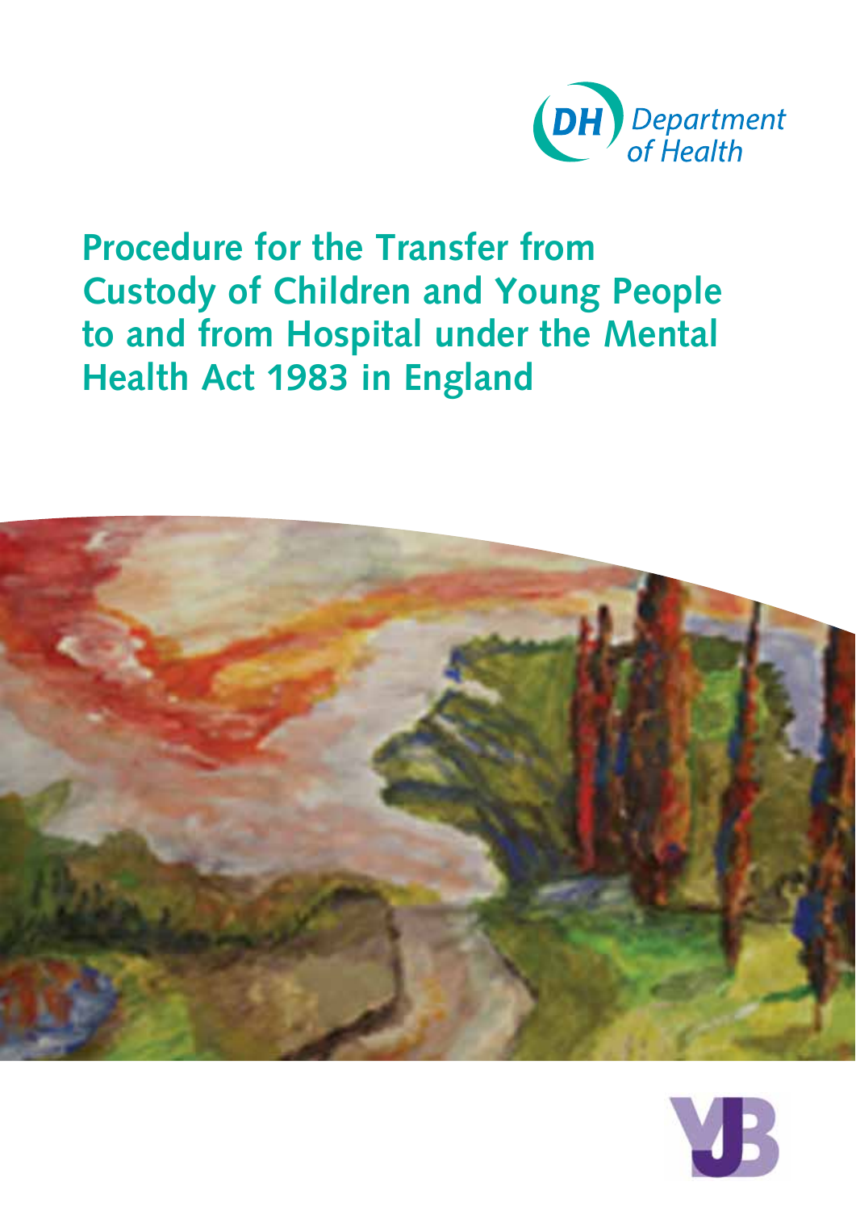DH Department of Health

# Procedure for the Transfer from Custody of Children and Young People to and from Hospital under the Mental Health Act 1983 in England

YJB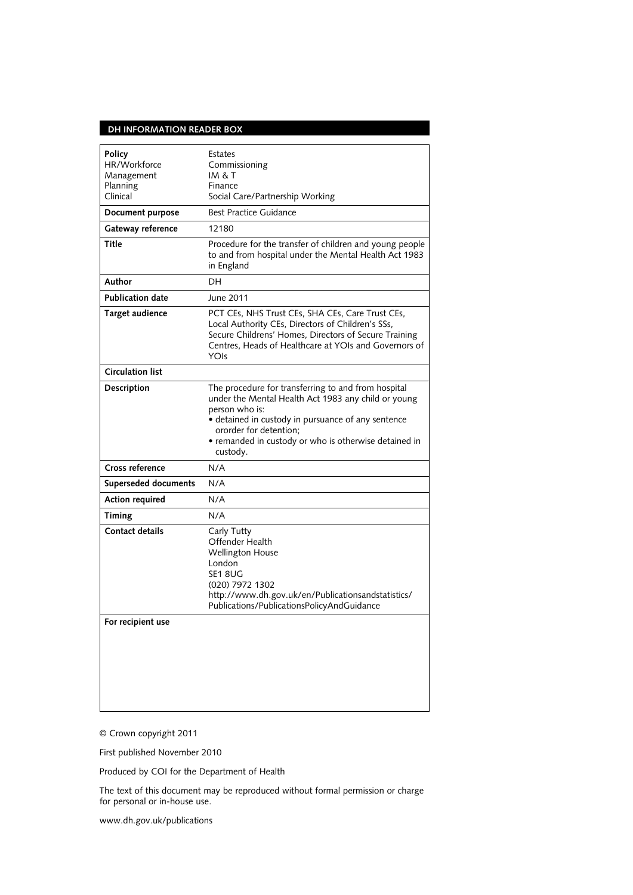**DH INFORMATION READER BOX**

| | |
|---|---|
| **Policy**<br>HR/Workforce<br>Management<br>Planning<br>Clinical | Estates<br>Commissioning<br>IM & T<br>Finance<br>Social Care/Partnership Working |
| **Document purpose** | Best Practice Guidance |
| **Gateway reference** | 12180 |
| **Title** | Procedure for the transfer of children and young people to and from hospital under the Mental Health Act 1983 in England |
| **Author** | DH |
| **Publication date** | June 2011 |
| **Target audience** | PCT CEs, NHS Trust CEs, SHA CEs, Care Trust CEs, Local Authority CEs, Directors of Children's SSs, Secure Childrens' Homes, Directors of Secure Training Centres, Heads of Healthcare at YOIs and Governors of YOIs |
| **Circulation list** | |
| **Description** | The procedure for transferring to and from hospital under the Mental Health Act 1983 any child or young person who is:<br>• detained in custody in pursuance of any sentence ororder for detention;<br>• remanded in custody or who is otherwise detained in custody. |
| **Cross reference** | N/A |
| **Superseded documents** | N/A |
| **Action required** | N/A |
| **Timing** | N/A |
| **Contact details** | Carly Tutty<br>Offender Health<br>Wellington House<br>London<br>SE1 8UG<br>(020) 7972 1302<br>http://www.dh.gov.uk/en/Publicationsandstatistics/Publications/PublicationsPolicyAndGuidance |
| **For recipient use** | |

© Crown copyright 2011

First published November 2010

Produced by COI for the Department of Health

The text of this document may be reproduced without formal permission or charge for personal or in-house use.

www.dh.gov.uk/publications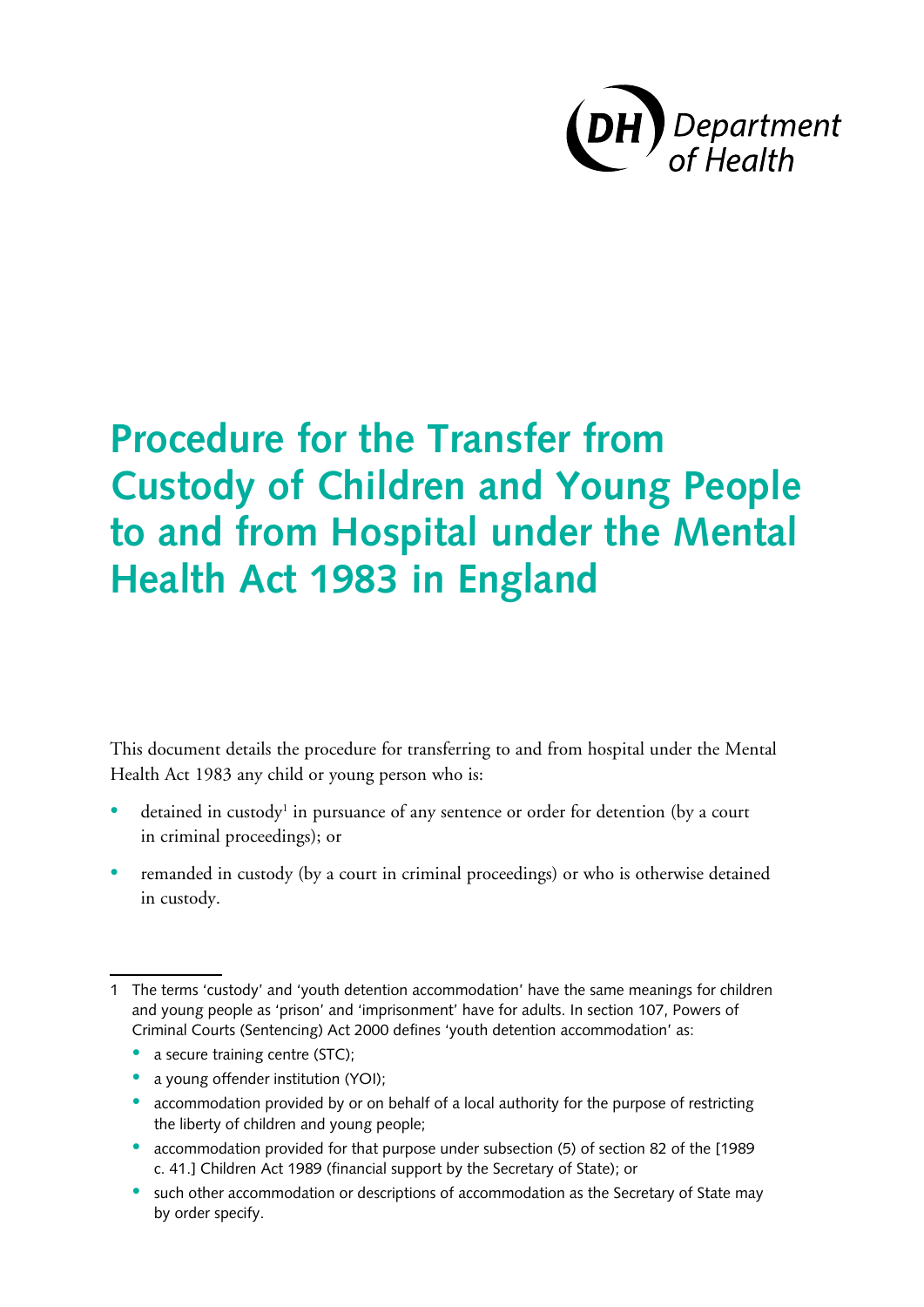# Procedure for the Transfer from Custody of Children and Young People to and from Hospital under the Mental Health Act 1983 in England

This document details the procedure for transferring to and from hospital under the Mental Health Act 1983 any child or young person who is:

- detained in custody[1] in pursuance of any sentence or order for detention (by a court in criminal proceedings); or
- remanded in custody (by a court in criminal proceedings) or who is otherwise detained in custody.

---

1 The terms 'custody' and 'youth detention accommodation' have the same meanings for children and young people as 'prison' and 'imprisonment' have for adults. In section 107, Powers of Criminal Courts (Sentencing) Act 2000 defines 'youth detention accommodation' as:

- a secure training centre (STC);
- a young offender institution (YOI);
- accommodation provided by or on behalf of a local authority for the purpose of restricting the liberty of children and young people;
- accommodation provided for that purpose under subsection (5) of section 82 of the [1989 c. 41.] Children Act 1989 (financial support by the Secretary of State); or
- such other accommodation or descriptions of accommodation as the Secretary of State may by order specify.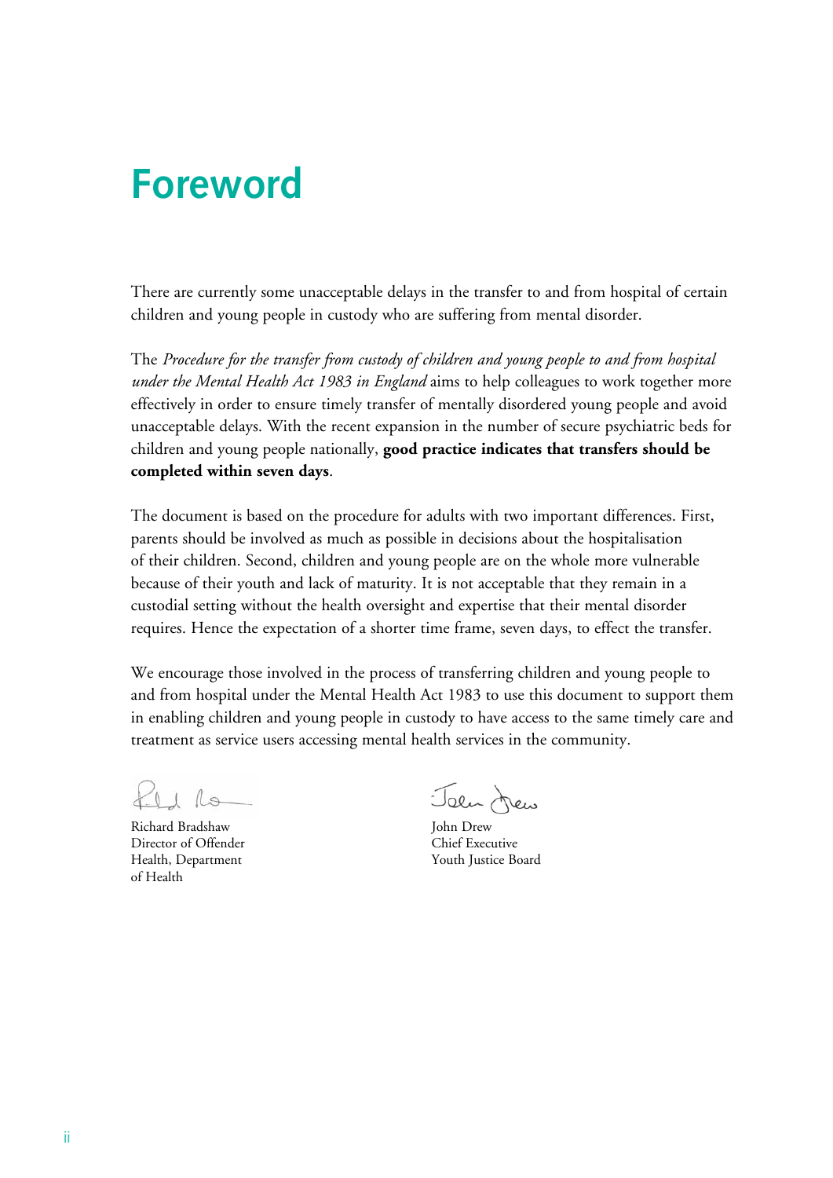# Foreword

There are currently some unacceptable delays in the transfer to and from hospital of certain children and young people in custody who are suffering from mental disorder.

The *Procedure for the transfer from custody of children and young people to and from hospital under the Mental Health Act 1983 in England* aims to help colleagues to work together more effectively in order to ensure timely transfer of mentally disordered young people and avoid unacceptable delays. With the recent expansion in the number of secure psychiatric beds for children and young people nationally, **good practice indicates that transfers should be completed within seven days**.

The document is based on the procedure for adults with two important differences. First, parents should be involved as much as possible in decisions about the hospitalisation of their children. Second, children and young people are on the whole more vulnerable because of their youth and lack of maturity. It is not acceptable that they remain in a custodial setting without the health oversight and expertise that their mental disorder requires. Hence the expectation of a shorter time frame, seven days, to effect the transfer.

We encourage those involved in the process of transferring children and young people to and from hospital under the Mental Health Act 1983 to use this document to support them in enabling children and young people in custody to have access to the same timely care and treatment as service users accessing mental health services in the community.

Richard Bradshaw
Director of Offender Health, Department of Health

John Drew
Chief Executive
Youth Justice Board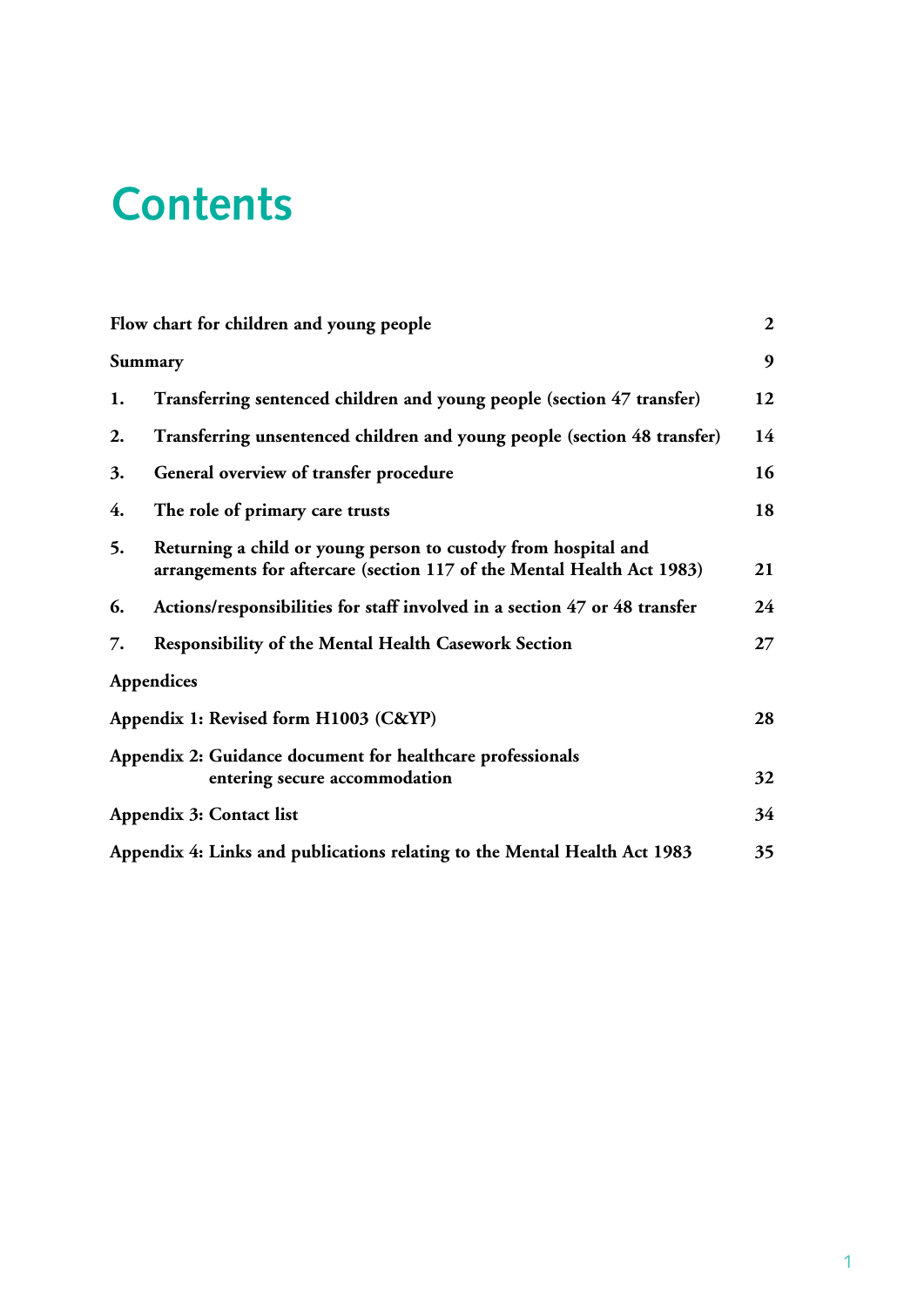# Contents

| | |
|---|---|
| **Flow chart for children and young people** | **2** |
| **Summary** | **9** |
| **1. Transferring sentenced children and young people (section 47 transfer)** | **12** |
| **2. Transferring unsentenced children and young people (section 48 transfer)** | **14** |
| **3. General overview of transfer procedure** | **16** |
| **4. The role of primary care trusts** | **18** |
| **5. Returning a child or young person to custody from hospital and arrangements for aftercare (section 117 of the Mental Health Act 1983)** | **21** |
| **6. Actions/responsibilities for staff involved in a section 47 or 48 transfer** | **24** |
| **7. Responsibility of the Mental Health Casework Section** | **27** |
| **Appendices** | |
| **Appendix 1: Revised form H1003 (C&YP)** | **28** |
| **Appendix 2: Guidance document for healthcare professionals entering secure accommodation** | **32** |
| **Appendix 3: Contact list** | **34** |
| **Appendix 4: Links and publications relating to the Mental Health Act 1983** | **35** |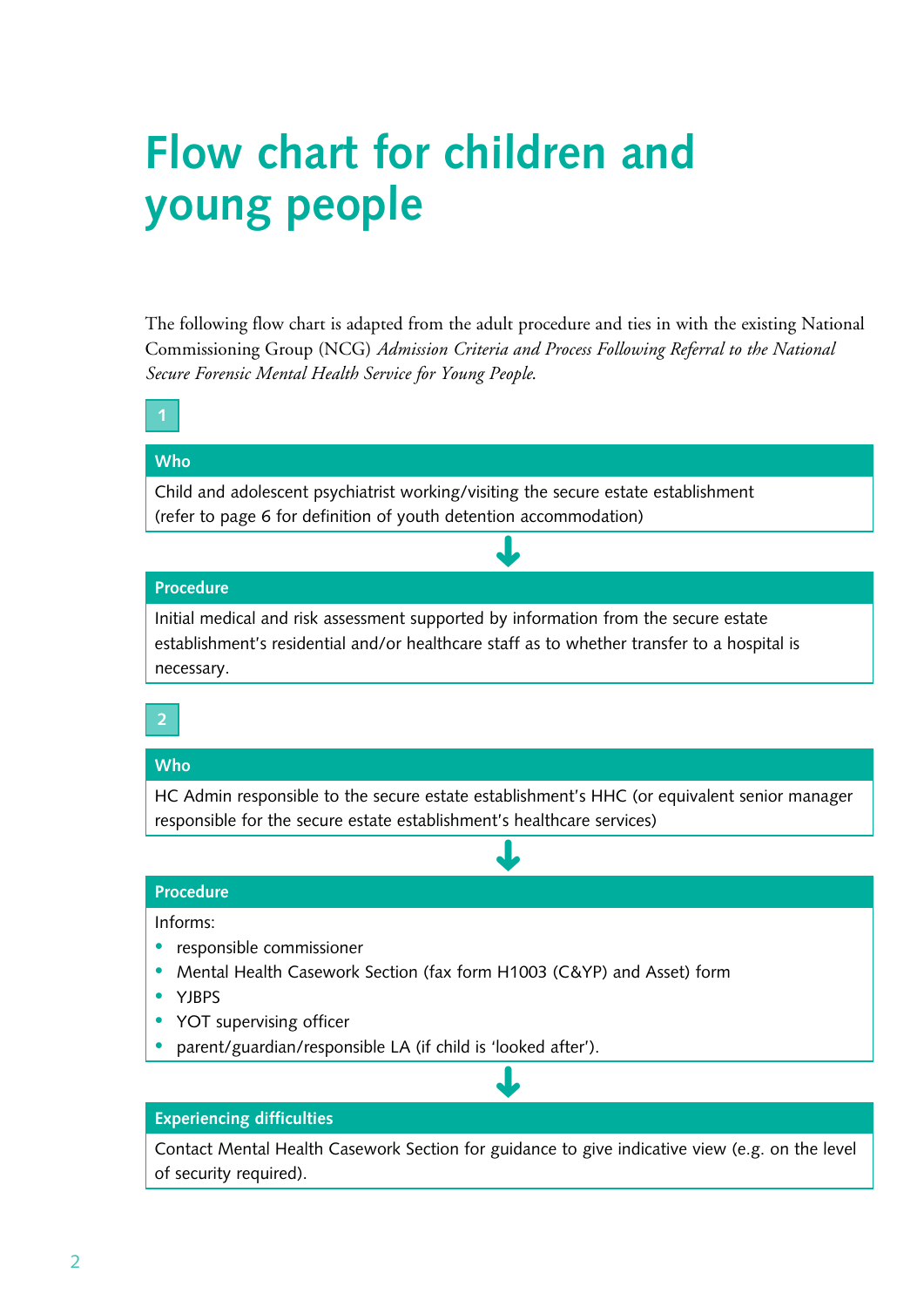# Flow chart for children and young people

The following flow chart is adapted from the adult procedure and ties in with the existing National Commissioning Group (NCG) *Admission Criteria and Process Following Referral to the National Secure Forensic Mental Health Service for Young People.*

**1**

**Who**

Child and adolescent psychiatrist working/visiting the secure estate establishment (refer to page 6 for definition of youth detention accommodation)

↓

**Procedure**

Initial medical and risk assessment supported by information from the secure estate establishment's residential and/or healthcare staff as to whether transfer to a hospital is necessary.

**2**

**Who**

HC Admin responsible to the secure estate establishment's HHC (or equivalent senior manager responsible for the secure estate establishment's healthcare services)

↓

**Procedure**

Informs:

- responsible commissioner
- Mental Health Casework Section (fax form H1003 (C&YP) and Asset) form
- YJBPS
- YOT supervising officer
- parent/guardian/responsible LA (if child is 'looked after').

↓

**Experiencing difficulties**

Contact Mental Health Casework Section for guidance to give indicative view (e.g. on the level of security required).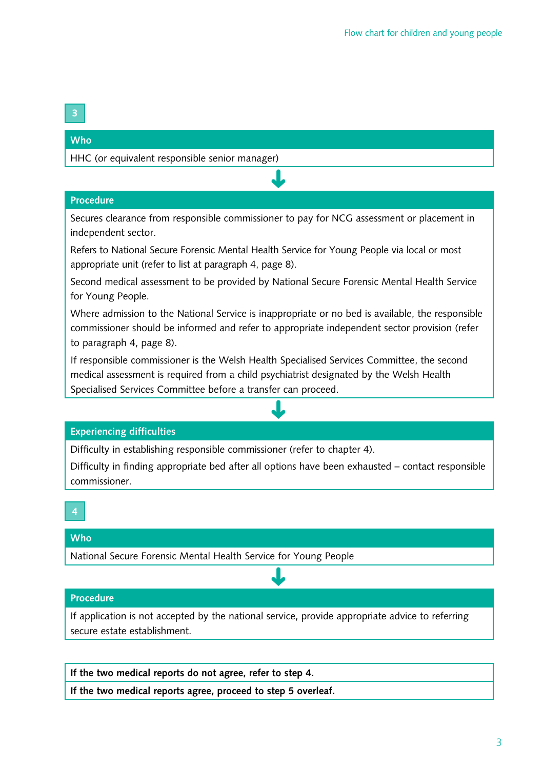**3**

**Who**

HHC (or equivalent responsible senior manager)

**Procedure**

Secures clearance from responsible commissioner to pay for NCG assessment or placement in independent sector.

Refers to National Secure Forensic Mental Health Service for Young People via local or most appropriate unit (refer to list at paragraph 4, page 8).

Second medical assessment to be provided by National Secure Forensic Mental Health Service for Young People.

Where admission to the National Service is inappropriate or no bed is available, the responsible commissioner should be informed and refer to appropriate independent sector provision (refer to paragraph 4, page 8).

If responsible commissioner is the Welsh Health Specialised Services Committee, the second medical assessment is required from a child psychiatrist designated by the Welsh Health Specialised Services Committee before a transfer can proceed.

**Experiencing difficulties**

Difficulty in establishing responsible commissioner (refer to chapter 4).

Difficulty in finding appropriate bed after all options have been exhausted – contact responsible commissioner.

**4**

**Who**

National Secure Forensic Mental Health Service for Young People

**Procedure**

If application is not accepted by the national service, provide appropriate advice to referring secure estate establishment.

**If the two medical reports do not agree, refer to step 4.**

**If the two medical reports agree, proceed to step 5 overleaf.**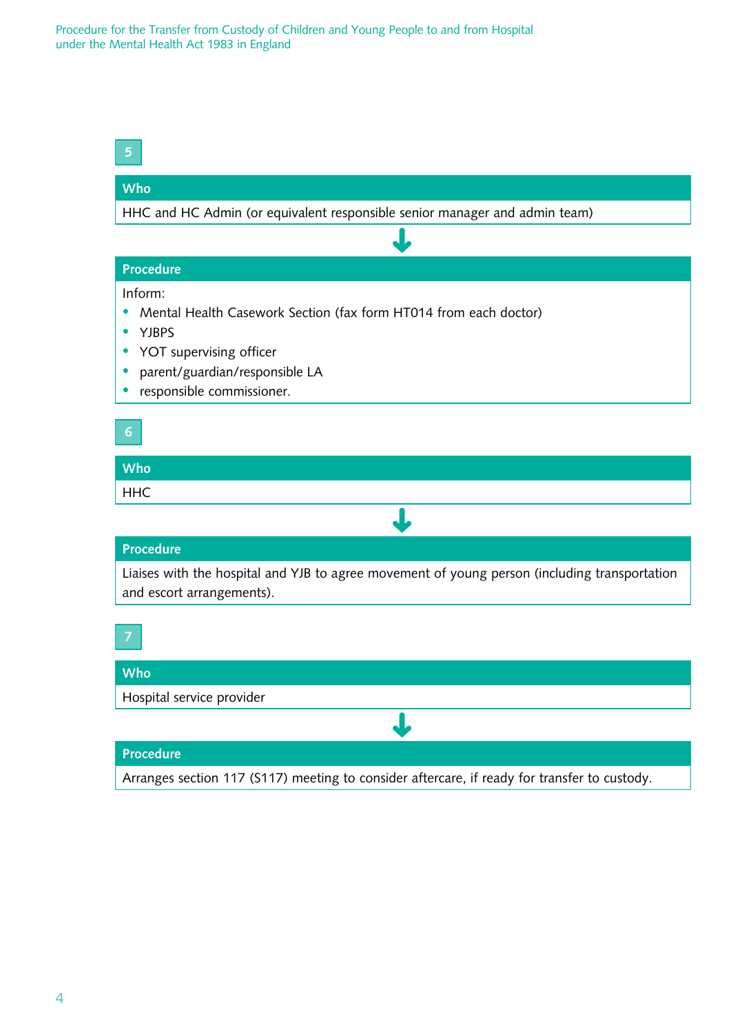**5**

**Who**

HHC and HC Admin (or equivalent responsible senior manager and admin team)

**Procedure**

Inform:

- Mental Health Casework Section (fax form HT014 from each doctor)
- YJBPS
- YOT supervising officer
- parent/guardian/responsible LA
- responsible commissioner.

**6**

**Who**

HHC

**Procedure**

Liaises with the hospital and YJB to agree movement of young person (including transportation and escort arrangements).

**7**

**Who**

Hospital service provider

**Procedure**

Arranges section 117 (S117) meeting to consider aftercare, if ready for transfer to custody.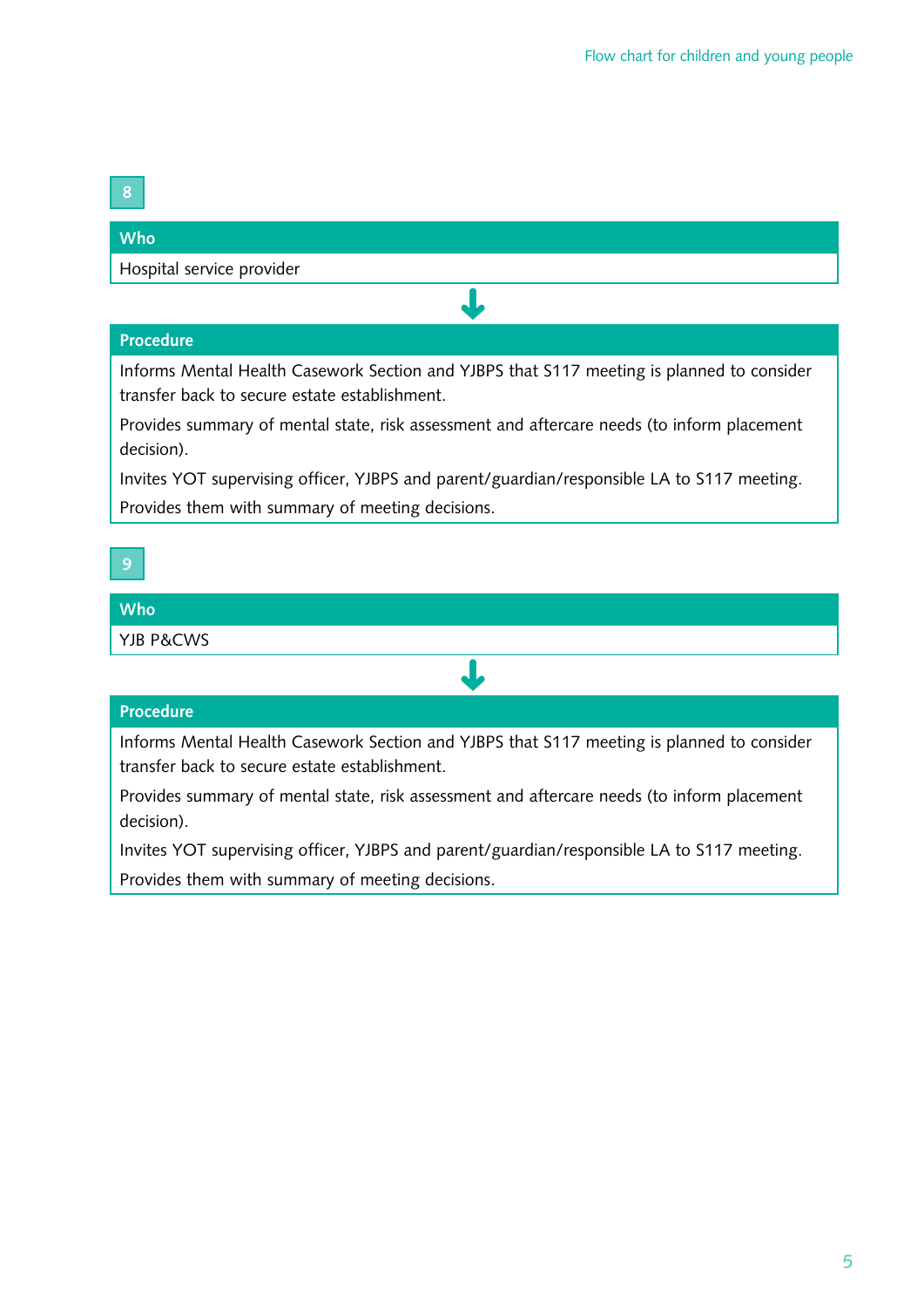## 8

| Who |
| --- |
| Hospital service provider |

↓

| Procedure |
| --- |
| Informs Mental Health Casework Section and YJBPS that S117 meeting is planned to consider transfer back to secure estate establishment.<br>Provides summary of mental state, risk assessment and aftercare needs (to inform placement decision).<br>Invites YOT supervising officer, YJBPS and parent/guardian/responsible LA to S117 meeting.<br>Provides them with summary of meeting decisions. |

## 9

| Who |
| --- |
| YJB P&CWS |

↓

| Procedure |
| --- |
| Informs Mental Health Casework Section and YJBPS that S117 meeting is planned to consider transfer back to secure estate establishment.<br>Provides summary of mental state, risk assessment and aftercare needs (to inform placement decision).<br>Invites YOT supervising officer, YJBPS and parent/guardian/responsible LA to S117 meeting.<br>Provides them with summary of meeting decisions. |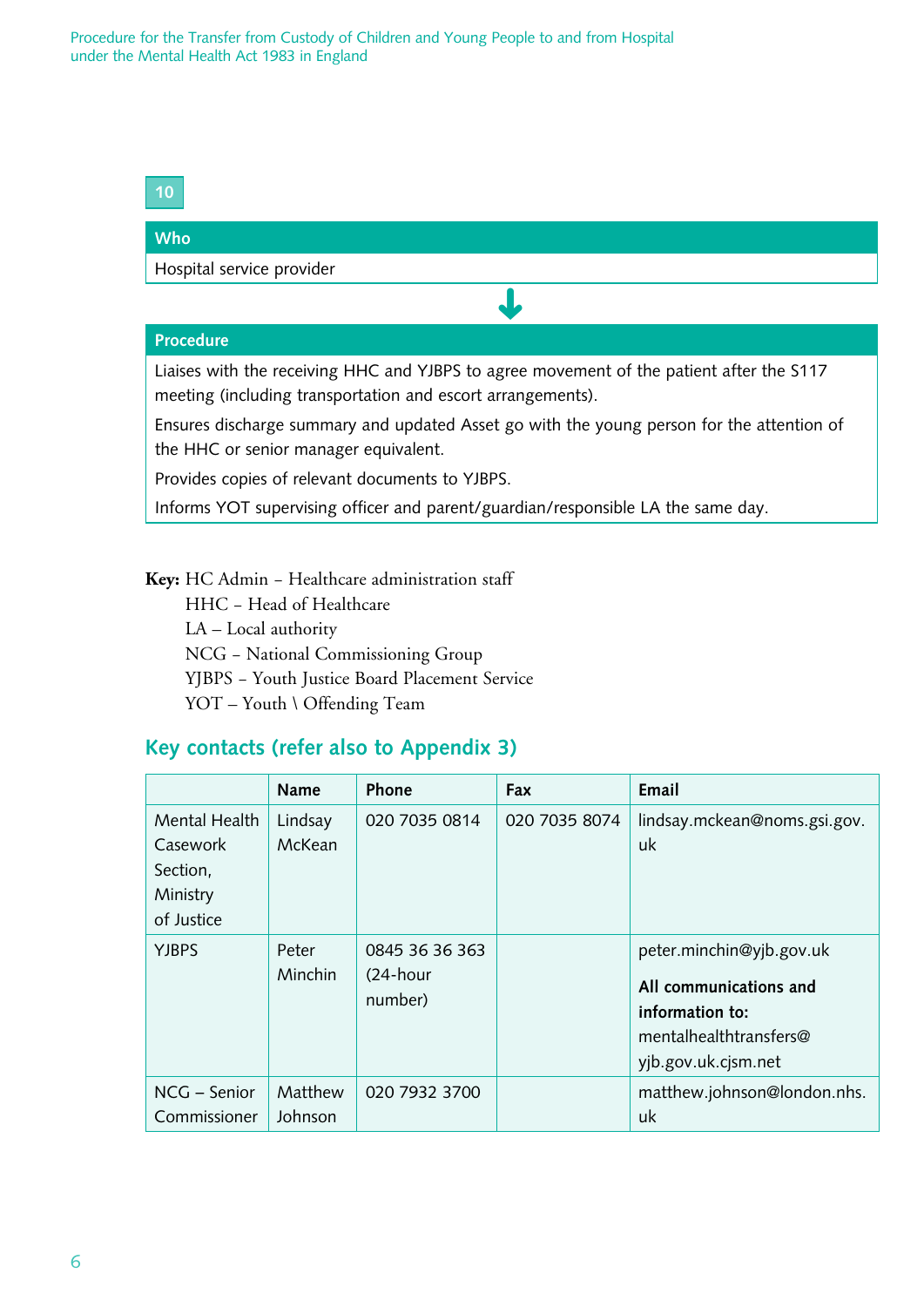**10**

**Who**

Hospital service provider

**Procedure**

Liaises with the receiving HHC and YJBPS to agree movement of the patient after the S117 meeting (including transportation and escort arrangements).

Ensures discharge summary and updated Asset go with the young person for the attention of the HHC or senior manager equivalent.

Provides copies of relevant documents to YJBPS.

Informs YOT supervising officer and parent/guardian/responsible LA the same day.

**Key:** HC Admin – Healthcare administration staff
HHC – Head of Healthcare
LA – Local authority
NCG – National Commissioning Group
YJBPS – Youth Justice Board Placement Service
YOT – Youth \ Offending Team

## Key contacts (refer also to Appendix 3)

| | Name | Phone | Fax | Email |
|---|---|---|---|---|
| Mental Health Casework Section, Ministry of Justice | Lindsay McKean | 020 7035 0814 | 020 7035 8074 | lindsay.mckean@noms.gsi.gov.uk |
| YJBPS | Peter Minchin | 0845 36 36 363 (24-hour number) | | peter.minchin@yjb.gov.uk **All communications and information to:** mentalhealthtransfers@yjb.gov.uk.cjsm.net |
| NCG – Senior Commissioner | Matthew Johnson | 020 7932 3700 | | matthew.johnson@london.nhs.uk |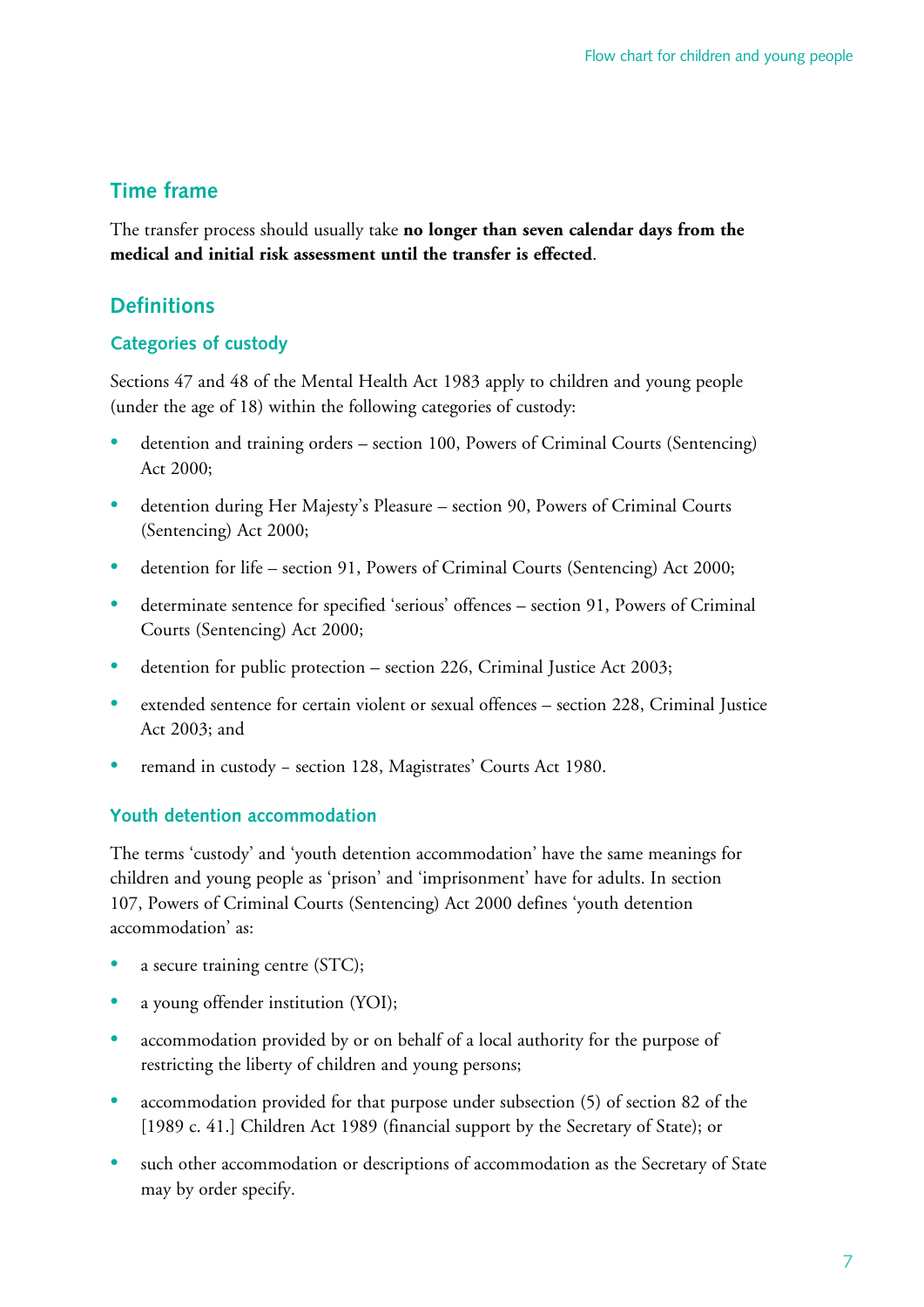## Time frame

The transfer process should usually take **no longer than seven calendar days from the medical and initial risk assessment until the transfer is effected**.

## Definitions

### Categories of custody

Sections 47 and 48 of the Mental Health Act 1983 apply to children and young people (under the age of 18) within the following categories of custody:

- detention and training orders – section 100, Powers of Criminal Courts (Sentencing) Act 2000;
- detention during Her Majesty's Pleasure – section 90, Powers of Criminal Courts (Sentencing) Act 2000;
- detention for life – section 91, Powers of Criminal Courts (Sentencing) Act 2000;
- determinate sentence for specified 'serious' offences – section 91, Powers of Criminal Courts (Sentencing) Act 2000;
- detention for public protection – section 226, Criminal Justice Act 2003;
- extended sentence for certain violent or sexual offences – section 228, Criminal Justice Act 2003; and
- remand in custody – section 128, Magistrates' Courts Act 1980.

### Youth detention accommodation

The terms 'custody' and 'youth detention accommodation' have the same meanings for children and young people as 'prison' and 'imprisonment' have for adults. In section 107, Powers of Criminal Courts (Sentencing) Act 2000 defines 'youth detention accommodation' as:

- a secure training centre (STC);
- a young offender institution (YOI);
- accommodation provided by or on behalf of a local authority for the purpose of restricting the liberty of children and young persons;
- accommodation provided for that purpose under subsection (5) of section 82 of the [1989 c. 41.] Children Act 1989 (financial support by the Secretary of State); or
- such other accommodation or descriptions of accommodation as the Secretary of State may by order specify.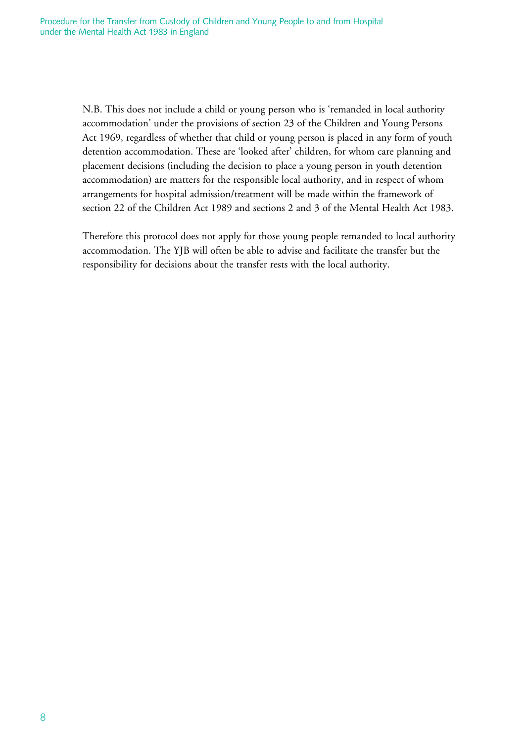N.B. This does not include a child or young person who is 'remanded in local authority accommodation' under the provisions of section 23 of the Children and Young Persons Act 1969, regardless of whether that child or young person is placed in any form of youth detention accommodation. These are 'looked after' children, for whom care planning and placement decisions (including the decision to place a young person in youth detention accommodation) are matters for the responsible local authority, and in respect of whom arrangements for hospital admission/treatment will be made within the framework of section 22 of the Children Act 1989 and sections 2 and 3 of the Mental Health Act 1983.

Therefore this protocol does not apply for those young people remanded to local authority accommodation. The YJB will often be able to advise and facilitate the transfer but the responsibility for decisions about the transfer rests with the local authority.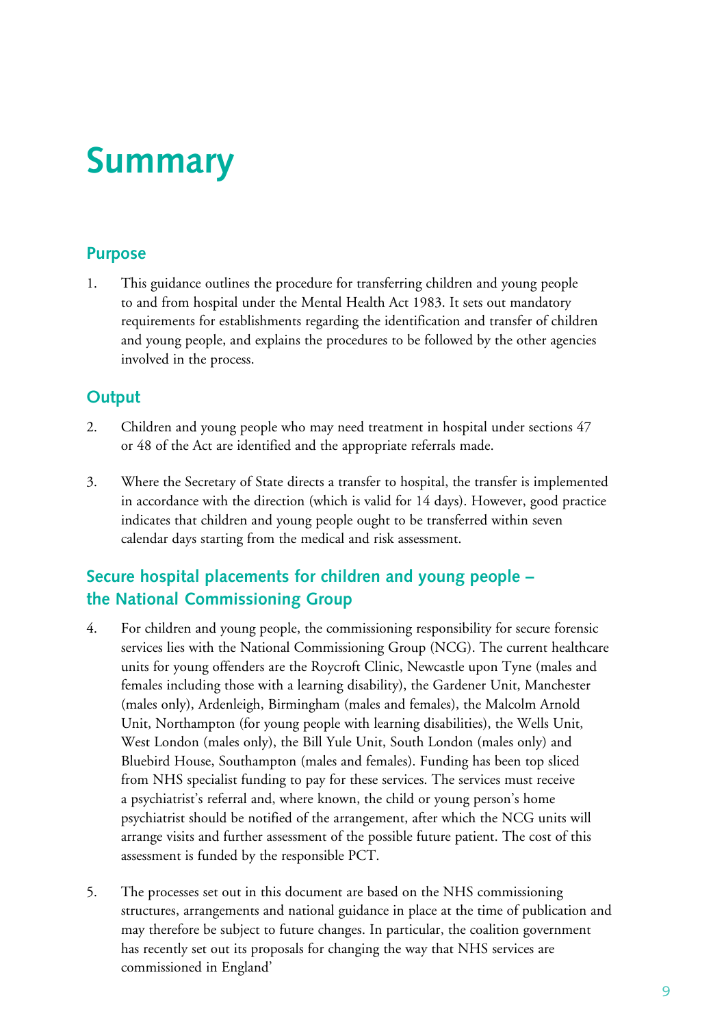# Summary

## Purpose

1. This guidance outlines the procedure for transferring children and young people to and from hospital under the Mental Health Act 1983. It sets out mandatory requirements for establishments regarding the identification and transfer of children and young people, and explains the procedures to be followed by the other agencies involved in the process.

## Output

2. Children and young people who may need treatment in hospital under sections 47 or 48 of the Act are identified and the appropriate referrals made.

3. Where the Secretary of State directs a transfer to hospital, the transfer is implemented in accordance with the direction (which is valid for 14 days). However, good practice indicates that children and young people ought to be transferred within seven calendar days starting from the medical and risk assessment.

## Secure hospital placements for children and young people – the National Commissioning Group

4. For children and young people, the commissioning responsibility for secure forensic services lies with the National Commissioning Group (NCG). The current healthcare units for young offenders are the Roycroft Clinic, Newcastle upon Tyne (males and females including those with a learning disability), the Gardener Unit, Manchester (males only), Ardenleigh, Birmingham (males and females), the Malcolm Arnold Unit, Northampton (for young people with learning disabilities), the Wells Unit, West London (males only), the Bill Yule Unit, South London (males only) and Bluebird House, Southampton (males and females). Funding has been top sliced from NHS specialist funding to pay for these services. The services must receive a psychiatrist's referral and, where known, the child or young person's home psychiatrist should be notified of the arrangement, after which the NCG units will arrange visits and further assessment of the possible future patient. The cost of this assessment is funded by the responsible PCT.

5. The processes set out in this document are based on the NHS commissioning structures, arrangements and national guidance in place at the time of publication and may therefore be subject to future changes. In particular, the coalition government has recently set out its proposals for changing the way that NHS services are commissioned in England'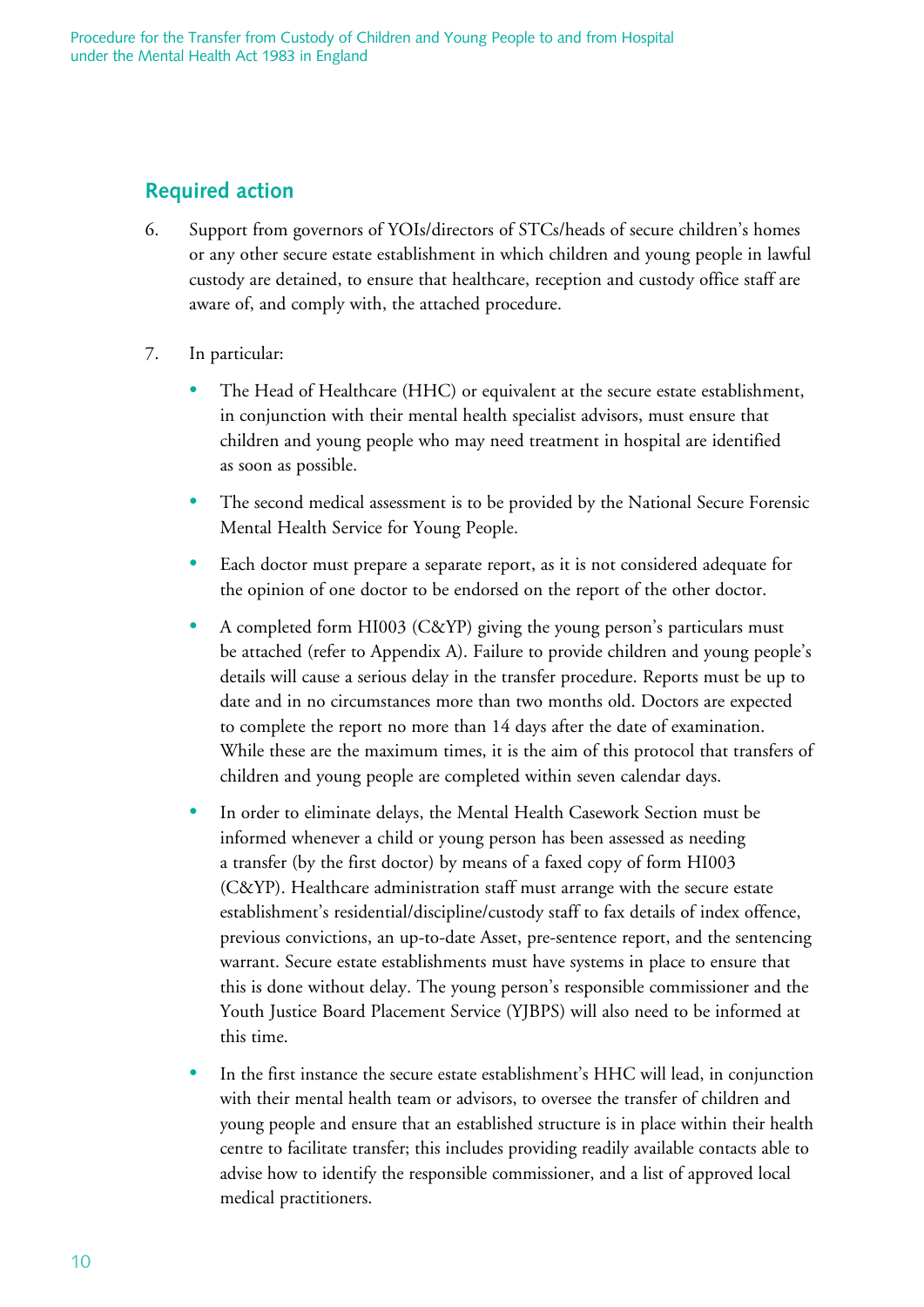## Required action

6. Support from governors of YOIs/directors of STCs/heads of secure children's homes or any other secure estate establishment in which children and young people in lawful custody are detained, to ensure that healthcare, reception and custody office staff are aware of, and comply with, the attached procedure.

7. In particular:

   - The Head of Healthcare (HHC) or equivalent at the secure estate establishment, in conjunction with their mental health specialist advisors, must ensure that children and young people who may need treatment in hospital are identified as soon as possible.

   - The second medical assessment is to be provided by the National Secure Forensic Mental Health Service for Young People.

   - Each doctor must prepare a separate report, as it is not considered adequate for the opinion of one doctor to be endorsed on the report of the other doctor.

   - A completed form HI003 (C&YP) giving the young person's particulars must be attached (refer to Appendix A). Failure to provide children and young people's details will cause a serious delay in the transfer procedure. Reports must be up to date and in no circumstances more than two months old. Doctors are expected to complete the report no more than 14 days after the date of examination. While these are the maximum times, it is the aim of this protocol that transfers of children and young people are completed within seven calendar days.

   - In order to eliminate delays, the Mental Health Casework Section must be informed whenever a child or young person has been assessed as needing a transfer (by the first doctor) by means of a faxed copy of form HI003 (C&YP). Healthcare administration staff must arrange with the secure estate establishment's residential/discipline/custody staff to fax details of index offence, previous convictions, an up-to-date Asset, pre-sentence report, and the sentencing warrant. Secure estate establishments must have systems in place to ensure that this is done without delay. The young person's responsible commissioner and the Youth Justice Board Placement Service (YJBPS) will also need to be informed at this time.

   - In the first instance the secure estate establishment's HHC will lead, in conjunction with their mental health team or advisors, to oversee the transfer of children and young people and ensure that an established structure is in place within their health centre to facilitate transfer; this includes providing readily available contacts able to advise how to identify the responsible commissioner, and a list of approved local medical practitioners.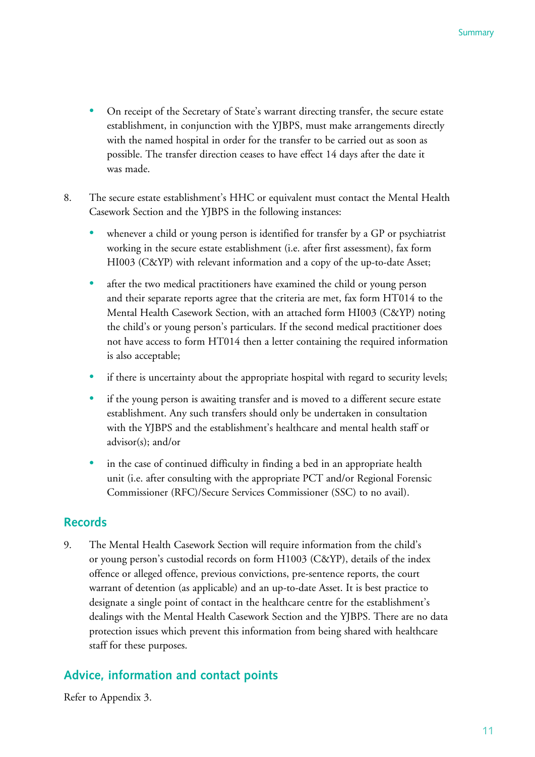- On receipt of the Secretary of State's warrant directing transfer, the secure estate establishment, in conjunction with the YJBPS, must make arrangements directly with the named hospital in order for the transfer to be carried out as soon as possible. The transfer direction ceases to have effect 14 days after the date it was made.

8. The secure estate establishment's HHC or equivalent must contact the Mental Health Casework Section and the YJBPS in the following instances:

   - whenever a child or young person is identified for transfer by a GP or psychiatrist working in the secure estate establishment (i.e. after first assessment), fax form HI003 (C&YP) with relevant information and a copy of the up-to-date Asset;
   - after the two medical practitioners have examined the child or young person and their separate reports agree that the criteria are met, fax form HT014 to the Mental Health Casework Section, with an attached form HI003 (C&YP) noting the child's or young person's particulars. If the second medical practitioner does not have access to form HT014 then a letter containing the required information is also acceptable;
   - if there is uncertainty about the appropriate hospital with regard to security levels;
   - if the young person is awaiting transfer and is moved to a different secure estate establishment. Any such transfers should only be undertaken in consultation with the YJBPS and the establishment's healthcare and mental health staff or advisor(s); and/or
   - in the case of continued difficulty in finding a bed in an appropriate health unit (i.e. after consulting with the appropriate PCT and/or Regional Forensic Commissioner (RFC)/Secure Services Commissioner (SSC) to no avail).

## Records

9. The Mental Health Casework Section will require information from the child's or young person's custodial records on form H1003 (C&YP), details of the index offence or alleged offence, previous convictions, pre-sentence reports, the court warrant of detention (as applicable) and an up-to-date Asset. It is best practice to designate a single point of contact in the healthcare centre for the establishment's dealings with the Mental Health Casework Section and the YJBPS. There are no data protection issues which prevent this information from being shared with healthcare staff for these purposes.

## Advice, information and contact points

Refer to Appendix 3.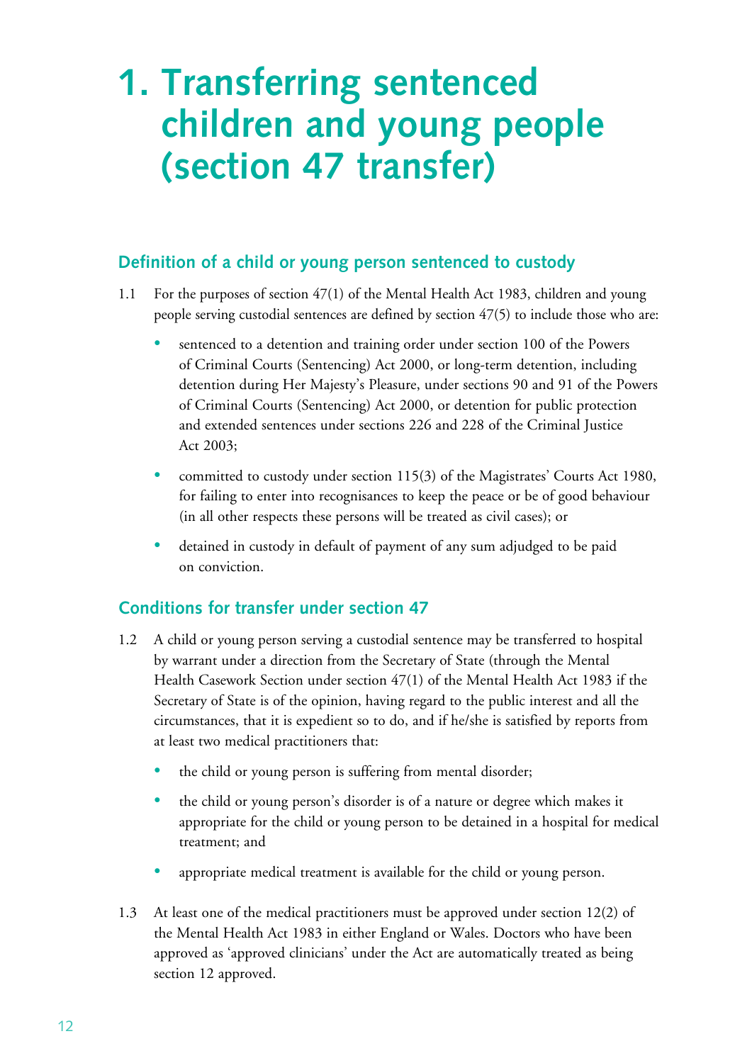# 1. Transferring sentenced children and young people (section 47 transfer)

## Definition of a child or young person sentenced to custody

1.1 For the purposes of section 47(1) of the Mental Health Act 1983, children and young people serving custodial sentences are defined by section 47(5) to include those who are:

- sentenced to a detention and training order under section 100 of the Powers of Criminal Courts (Sentencing) Act 2000, or long-term detention, including detention during Her Majesty's Pleasure, under sections 90 and 91 of the Powers of Criminal Courts (Sentencing) Act 2000, or detention for public protection and extended sentences under sections 226 and 228 of the Criminal Justice Act 2003;
- committed to custody under section 115(3) of the Magistrates' Courts Act 1980, for failing to enter into recognisances to keep the peace or be of good behaviour (in all other respects these persons will be treated as civil cases); or
- detained in custody in default of payment of any sum adjudged to be paid on conviction.

## Conditions for transfer under section 47

1.2 A child or young person serving a custodial sentence may be transferred to hospital by warrant under a direction from the Secretary of State (through the Mental Health Casework Section under section 47(1) of the Mental Health Act 1983 if the Secretary of State is of the opinion, having regard to the public interest and all the circumstances, that it is expedient so to do, and if he/she is satisfied by reports from at least two medical practitioners that:

- the child or young person is suffering from mental disorder;
- the child or young person's disorder is of a nature or degree which makes it appropriate for the child or young person to be detained in a hospital for medical treatment; and
- appropriate medical treatment is available for the child or young person.

1.3 At least one of the medical practitioners must be approved under section 12(2) of the Mental Health Act 1983 in either England or Wales. Doctors who have been approved as 'approved clinicians' under the Act are automatically treated as being section 12 approved.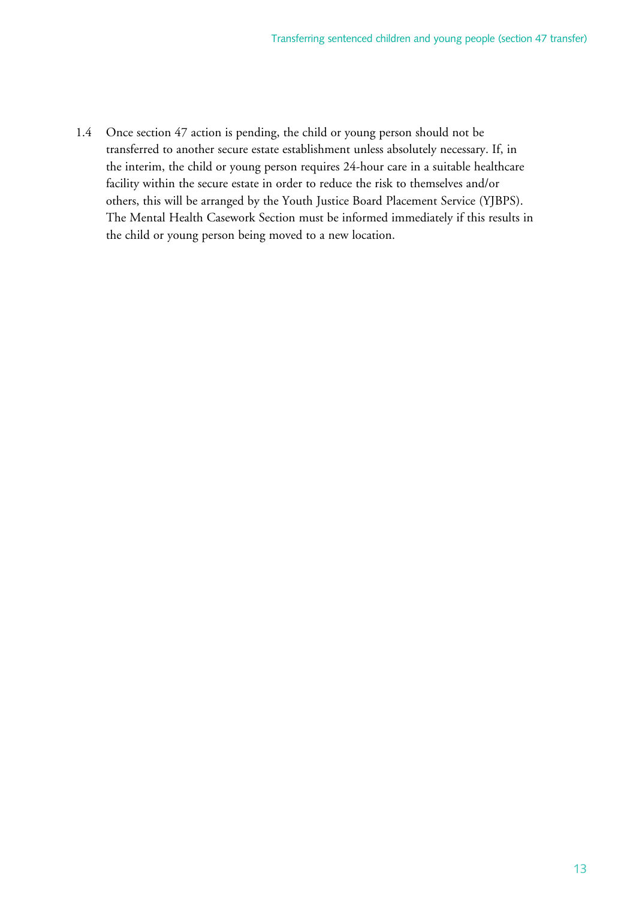1.4 Once section 47 action is pending, the child or young person should not be transferred to another secure estate establishment unless absolutely necessary. If, in the interim, the child or young person requires 24-hour care in a suitable healthcare facility within the secure estate in order to reduce the risk to themselves and/or others, this will be arranged by the Youth Justice Board Placement Service (YJBPS). The Mental Health Casework Section must be informed immediately if this results in the child or young person being moved to a new location.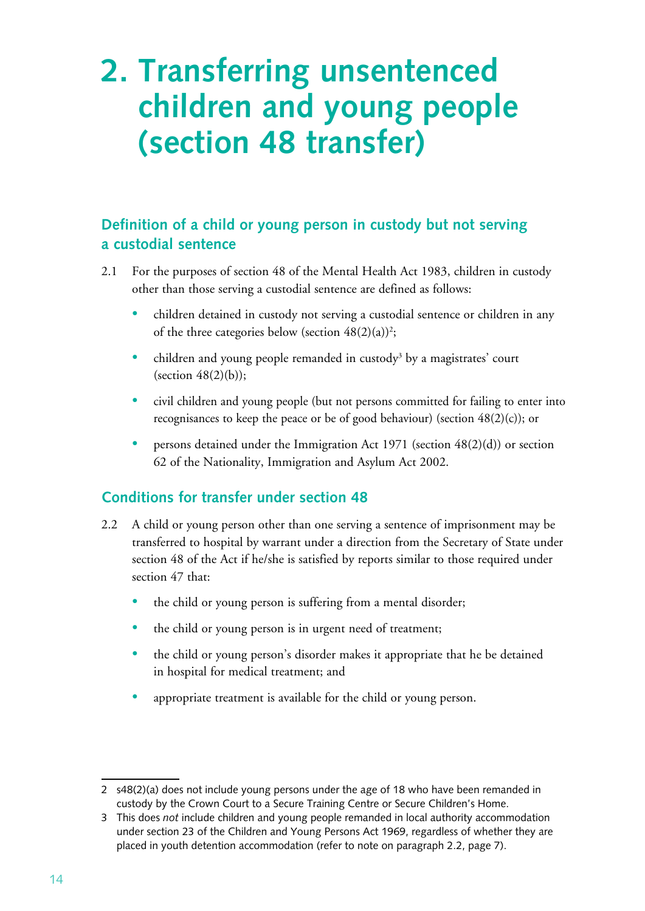# 2. Transferring unsentenced children and young people (section 48 transfer)

## Definition of a child or young person in custody but not serving a custodial sentence

2.1 For the purposes of section 48 of the Mental Health Act 1983, children in custody other than those serving a custodial sentence are defined as follows:

- children detained in custody not serving a custodial sentence or children in any of the three categories below (section 48(2)(a))[2];
- children and young people remanded in custody[3] by a magistrates' court (section 48(2)(b));
- civil children and young people (but not persons committed for failing to enter into recognisances to keep the peace or be of good behaviour) (section 48(2)(c)); or
- persons detained under the Immigration Act 1971 (section 48(2)(d)) or section 62 of the Nationality, Immigration and Asylum Act 2002.

## Conditions for transfer under section 48

2.2 A child or young person other than one serving a sentence of imprisonment may be transferred to hospital by warrant under a direction from the Secretary of State under section 48 of the Act if he/she is satisfied by reports similar to those required under section 47 that:

- the child or young person is suffering from a mental disorder;
- the child or young person is in urgent need of treatment;
- the child or young person's disorder makes it appropriate that he be detained in hospital for medical treatment; and
- appropriate treatment is available for the child or young person.

---

2 s48(2)(a) does not include young persons under the age of 18 who have been remanded in custody by the Crown Court to a Secure Training Centre or Secure Children's Home.

3 This does *not* include children and young people remanded in local authority accommodation under section 23 of the Children and Young Persons Act 1969, regardless of whether they are placed in youth detention accommodation (refer to note on paragraph 2.2, page 7).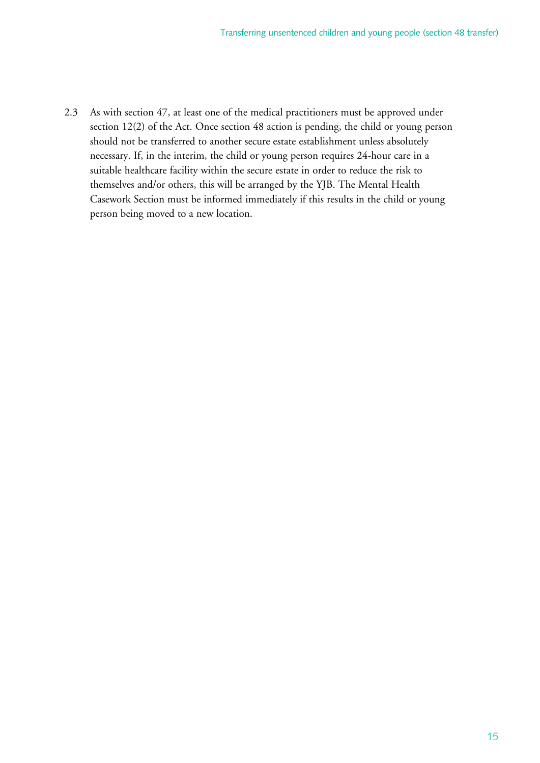2.3 As with section 47, at least one of the medical practitioners must be approved under section 12(2) of the Act. Once section 48 action is pending, the child or young person should not be transferred to another secure estate establishment unless absolutely necessary. If, in the interim, the child or young person requires 24-hour care in a suitable healthcare facility within the secure estate in order to reduce the risk to themselves and/or others, this will be arranged by the YJB. The Mental Health Casework Section must be informed immediately if this results in the child or young person being moved to a new location.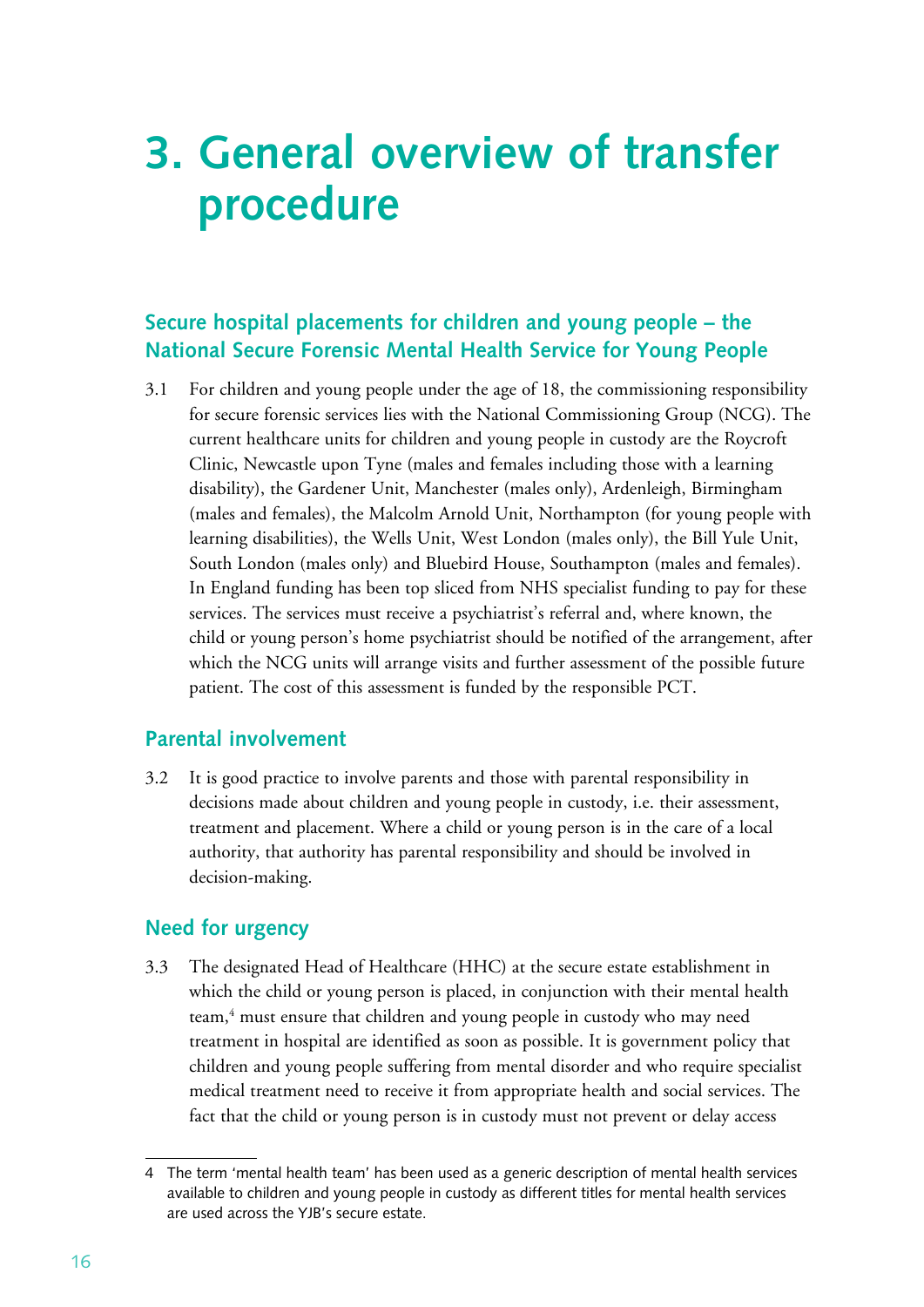# 3. General overview of transfer procedure

## Secure hospital placements for children and young people – the National Secure Forensic Mental Health Service for Young People

3.1 For children and young people under the age of 18, the commissioning responsibility for secure forensic services lies with the National Commissioning Group (NCG). The current healthcare units for children and young people in custody are the Roycroft Clinic, Newcastle upon Tyne (males and females including those with a learning disability), the Gardener Unit, Manchester (males only), Ardenleigh, Birmingham (males and females), the Malcolm Arnold Unit, Northampton (for young people with learning disabilities), the Wells Unit, West London (males only), the Bill Yule Unit, South London (males only) and Bluebird House, Southampton (males and females). In England funding has been top sliced from NHS specialist funding to pay for these services. The services must receive a psychiatrist's referral and, where known, the child or young person's home psychiatrist should be notified of the arrangement, after which the NCG units will arrange visits and further assessment of the possible future patient. The cost of this assessment is funded by the responsible PCT.

## Parental involvement

3.2 It is good practice to involve parents and those with parental responsibility in decisions made about children and young people in custody, i.e. their assessment, treatment and placement. Where a child or young person is in the care of a local authority, that authority has parental responsibility and should be involved in decision-making.

## Need for urgency

3.3 The designated Head of Healthcare (HHC) at the secure estate establishment in which the child or young person is placed, in conjunction with their mental health team,[4] must ensure that children and young people in custody who may need treatment in hospital are identified as soon as possible. It is government policy that children and young people suffering from mental disorder and who require specialist medical treatment need to receive it from appropriate health and social services. The fact that the child or young person is in custody must not prevent or delay access

---

4 The term 'mental health team' has been used as a generic description of mental health services available to children and young people in custody as different titles for mental health services are used across the YJB's secure estate.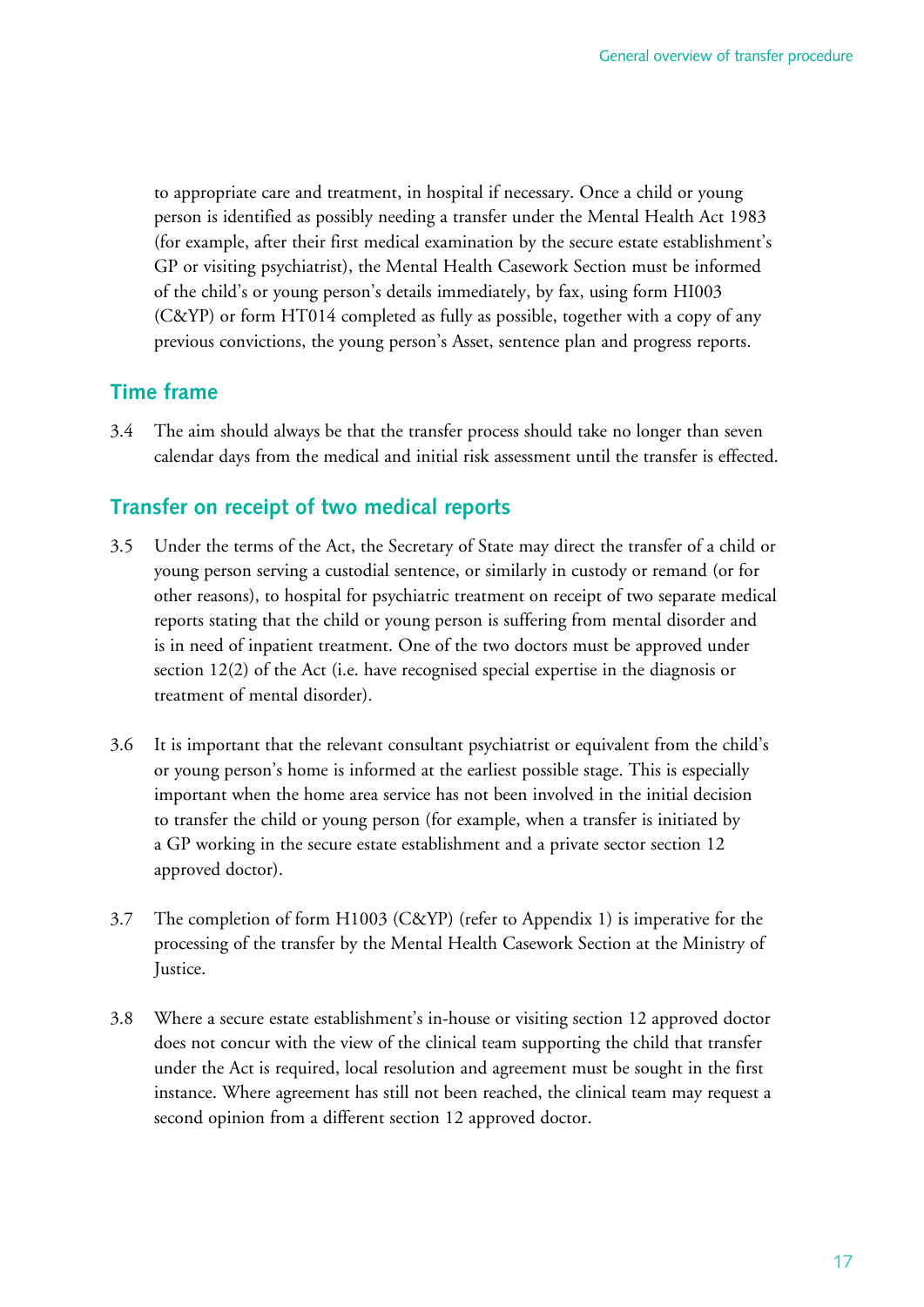to appropriate care and treatment, in hospital if necessary. Once a child or young person is identified as possibly needing a transfer under the Mental Health Act 1983 (for example, after their first medical examination by the secure estate establishment's GP or visiting psychiatrist), the Mental Health Casework Section must be informed of the child's or young person's details immediately, by fax, using form HI003 (C&YP) or form HT014 completed as fully as possible, together with a copy of any previous convictions, the young person's Asset, sentence plan and progress reports.

## Time frame

3.4 The aim should always be that the transfer process should take no longer than seven calendar days from the medical and initial risk assessment until the transfer is effected.

## Transfer on receipt of two medical reports

3.5 Under the terms of the Act, the Secretary of State may direct the transfer of a child or young person serving a custodial sentence, or similarly in custody or remand (or for other reasons), to hospital for psychiatric treatment on receipt of two separate medical reports stating that the child or young person is suffering from mental disorder and is in need of inpatient treatment. One of the two doctors must be approved under section 12(2) of the Act (i.e. have recognised special expertise in the diagnosis or treatment of mental disorder).

3.6 It is important that the relevant consultant psychiatrist or equivalent from the child's or young person's home is informed at the earliest possible stage. This is especially important when the home area service has not been involved in the initial decision to transfer the child or young person (for example, when a transfer is initiated by a GP working in the secure estate establishment and a private sector section 12 approved doctor).

3.7 The completion of form H1003 (C&YP) (refer to Appendix 1) is imperative for the processing of the transfer by the Mental Health Casework Section at the Ministry of Justice.

3.8 Where a secure estate establishment's in-house or visiting section 12 approved doctor does not concur with the view of the clinical team supporting the child that transfer under the Act is required, local resolution and agreement must be sought in the first instance. Where agreement has still not been reached, the clinical team may request a second opinion from a different section 12 approved doctor.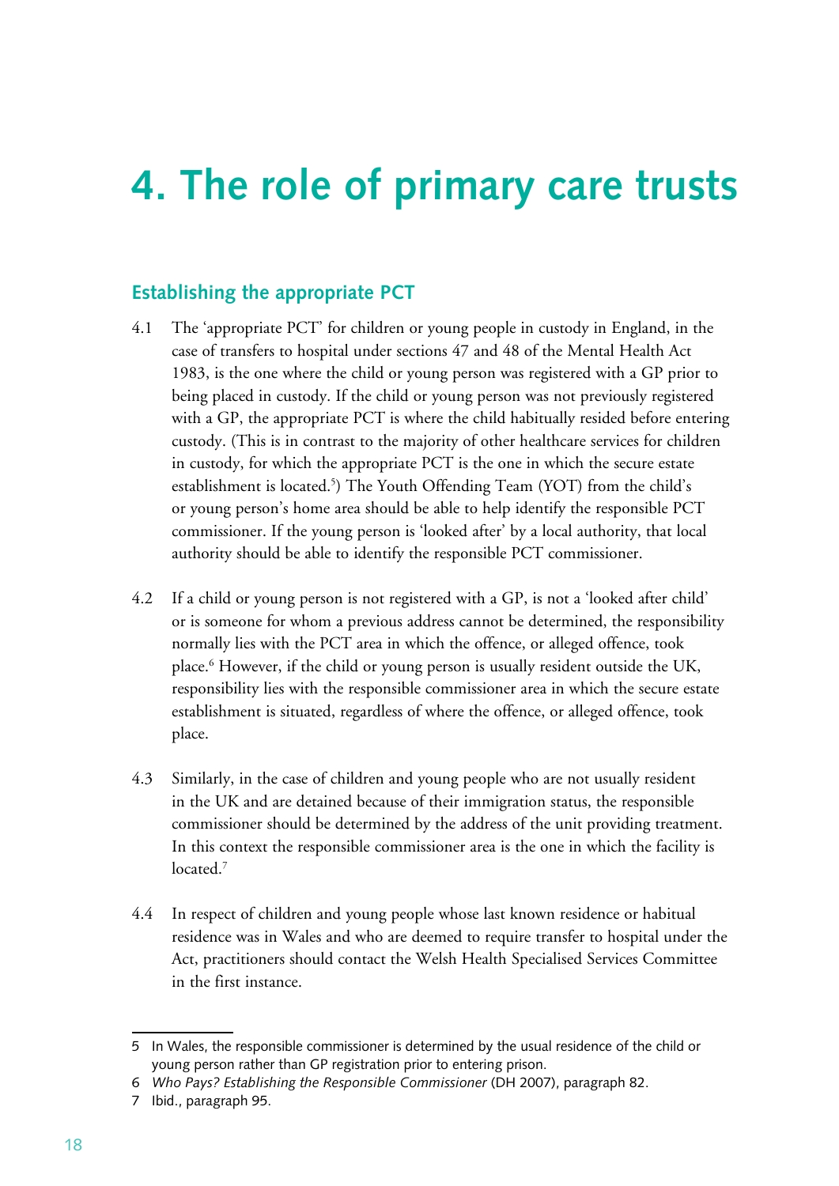# 4. The role of primary care trusts

## Establishing the appropriate PCT

4.1 The 'appropriate PCT' for children or young people in custody in England, in the case of transfers to hospital under sections 47 and 48 of the Mental Health Act 1983, is the one where the child or young person was registered with a GP prior to being placed in custody. If the child or young person was not previously registered with a GP, the appropriate PCT is where the child habitually resided before entering custody. (This is in contrast to the majority of other healthcare services for children in custody, for which the appropriate PCT is the one in which the secure estate establishment is located.[5]) The Youth Offending Team (YOT) from the child's or young person's home area should be able to help identify the responsible PCT commissioner. If the young person is 'looked after' by a local authority, that local authority should be able to identify the responsible PCT commissioner.

4.2 If a child or young person is not registered with a GP, is not a 'looked after child' or is someone for whom a previous address cannot be determined, the responsibility normally lies with the PCT area in which the offence, or alleged offence, took place.[6] However, if the child or young person is usually resident outside the UK, responsibility lies with the responsible commissioner area in which the secure estate establishment is situated, regardless of where the offence, or alleged offence, took place.

4.3 Similarly, in the case of children and young people who are not usually resident in the UK and are detained because of their immigration status, the responsible commissioner should be determined by the address of the unit providing treatment. In this context the responsible commissioner area is the one in which the facility is located.[7]

4.4 In respect of children and young people whose last known residence or habitual residence was in Wales and who are deemed to require transfer to hospital under the Act, practitioners should contact the Welsh Health Specialised Services Committee in the first instance.

---

5 In Wales, the responsible commissioner is determined by the usual residence of the child or young person rather than GP registration prior to entering prison.

6 *Who Pays? Establishing the Responsible Commissioner* (DH 2007), paragraph 82.

7 Ibid., paragraph 95.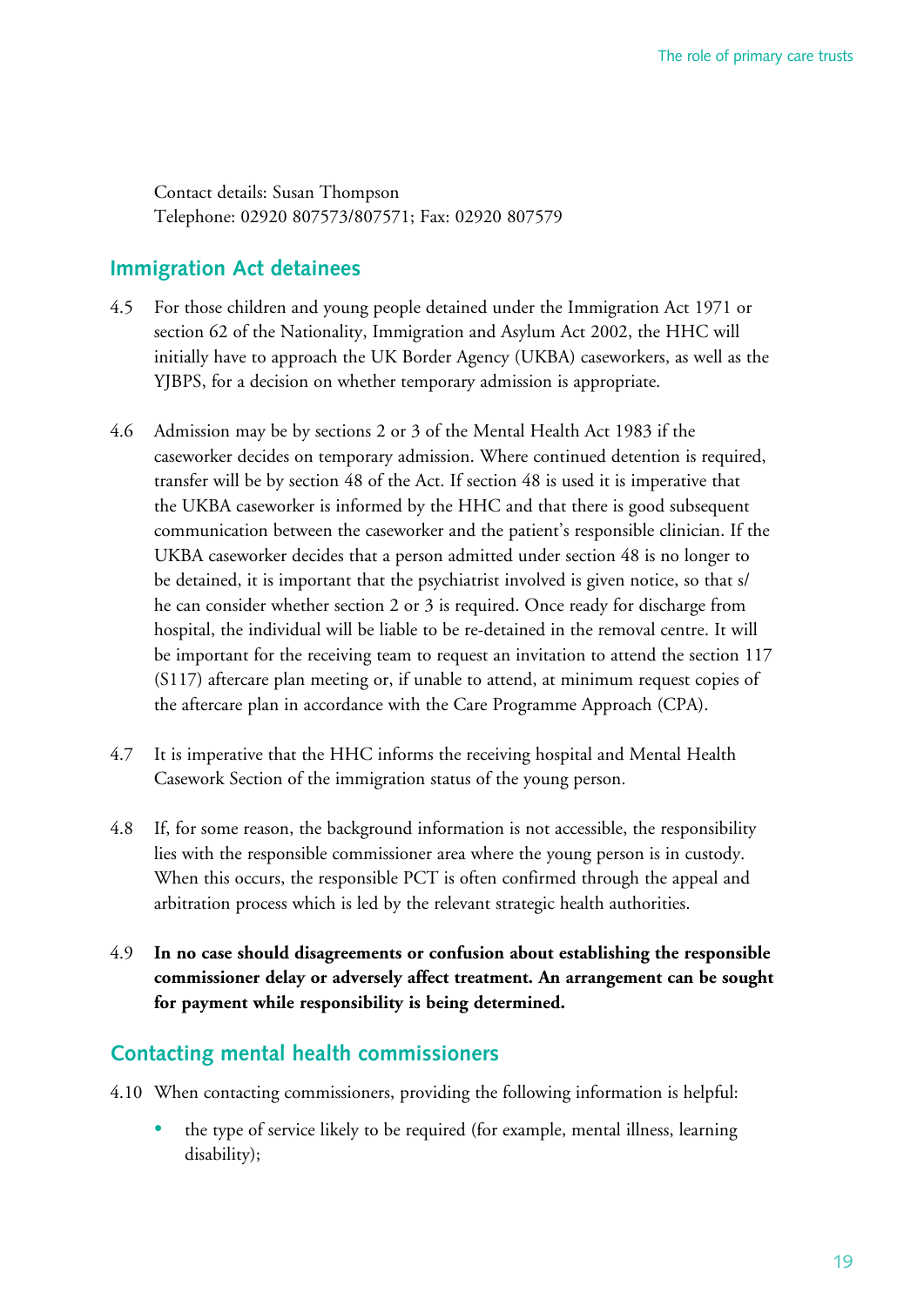Contact details: Susan Thompson
Telephone: 02920 807573/807571; Fax: 02920 807579

## Immigration Act detainees

4.5 For those children and young people detained under the Immigration Act 1971 or section 62 of the Nationality, Immigration and Asylum Act 2002, the HHC will initially have to approach the UK Border Agency (UKBA) caseworkers, as well as the YJBPS, for a decision on whether temporary admission is appropriate.

4.6 Admission may be by sections 2 or 3 of the Mental Health Act 1983 if the caseworker decides on temporary admission. Where continued detention is required, transfer will be by section 48 of the Act. If section 48 is used it is imperative that the UKBA caseworker is informed by the HHC and that there is good subsequent communication between the caseworker and the patient's responsible clinician. If the UKBA caseworker decides that a person admitted under section 48 is no longer to be detained, it is important that the psychiatrist involved is given notice, so that s/he can consider whether section 2 or 3 is required. Once ready for discharge from hospital, the individual will be liable to be re-detained in the removal centre. It will be important for the receiving team to request an invitation to attend the section 117 (S117) aftercare plan meeting or, if unable to attend, at minimum request copies of the aftercare plan in accordance with the Care Programme Approach (CPA).

4.7 It is imperative that the HHC informs the receiving hospital and Mental Health Casework Section of the immigration status of the young person.

4.8 If, for some reason, the background information is not accessible, the responsibility lies with the responsible commissioner area where the young person is in custody. When this occurs, the responsible PCT is often confirmed through the appeal and arbitration process which is led by the relevant strategic health authorities.

4.9 **In no case should disagreements or confusion about establishing the responsible commissioner delay or adversely affect treatment. An arrangement can be sought for payment while responsibility is being determined.**

## Contacting mental health commissioners

4.10 When contacting commissioners, providing the following information is helpful:

- the type of service likely to be required (for example, mental illness, learning disability);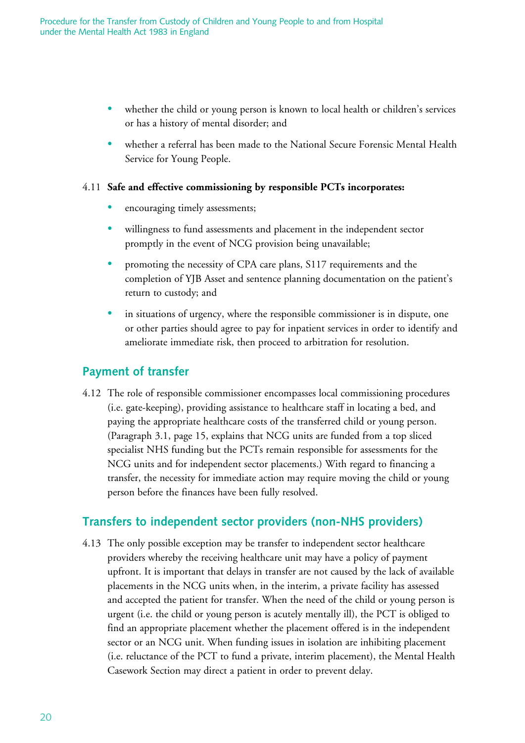- whether the child or young person is known to local health or children's services or has a history of mental disorder; and
- whether a referral has been made to the National Secure Forensic Mental Health Service for Young People.

4.11 **Safe and effective commissioning by responsible PCTs incorporates:**

- encouraging timely assessments;
- willingness to fund assessments and placement in the independent sector promptly in the event of NCG provision being unavailable;
- promoting the necessity of CPA care plans, S117 requirements and the completion of YJB Asset and sentence planning documentation on the patient's return to custody; and
- in situations of urgency, where the responsible commissioner is in dispute, one or other parties should agree to pay for inpatient services in order to identify and ameliorate immediate risk, then proceed to arbitration for resolution.

## Payment of transfer

4.12 The role of responsible commissioner encompasses local commissioning procedures (i.e. gate-keeping), providing assistance to healthcare staff in locating a bed, and paying the appropriate healthcare costs of the transferred child or young person. (Paragraph 3.1, page 15, explains that NCG units are funded from a top sliced specialist NHS funding but the PCTs remain responsible for assessments for the NCG units and for independent sector placements.) With regard to financing a transfer, the necessity for immediate action may require moving the child or young person before the finances have been fully resolved.

## Transfers to independent sector providers (non-NHS providers)

4.13 The only possible exception may be transfer to independent sector healthcare providers whereby the receiving healthcare unit may have a policy of payment upfront. It is important that delays in transfer are not caused by the lack of available placements in the NCG units when, in the interim, a private facility has assessed and accepted the patient for transfer. When the need of the child or young person is urgent (i.e. the child or young person is acutely mentally ill), the PCT is obliged to find an appropriate placement whether the placement offered is in the independent sector or an NCG unit. When funding issues in isolation are inhibiting placement (i.e. reluctance of the PCT to fund a private, interim placement), the Mental Health Casework Section may direct a patient in order to prevent delay.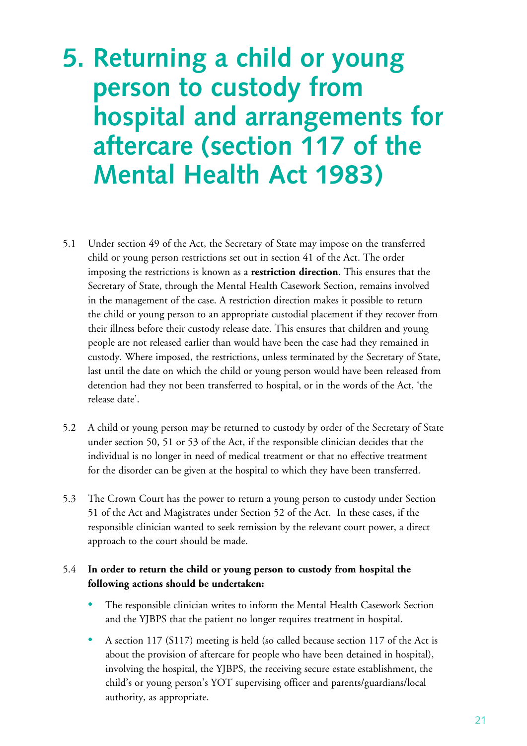# 5. Returning a child or young person to custody from hospital and arrangements for aftercare (section 117 of the Mental Health Act 1983)

5.1 Under section 49 of the Act, the Secretary of State may impose on the transferred child or young person restrictions set out in section 41 of the Act. The order imposing the restrictions is known as a **restriction direction**. This ensures that the Secretary of State, through the Mental Health Casework Section, remains involved in the management of the case. A restriction direction makes it possible to return the child or young person to an appropriate custodial placement if they recover from their illness before their custody release date. This ensures that children and young people are not released earlier than would have been the case had they remained in custody. Where imposed, the restrictions, unless terminated by the Secretary of State, last until the date on which the child or young person would have been released from detention had they not been transferred to hospital, or in the words of the Act, 'the release date'.

5.2 A child or young person may be returned to custody by order of the Secretary of State under section 50, 51 or 53 of the Act, if the responsible clinician decides that the individual is no longer in need of medical treatment or that no effective treatment for the disorder can be given at the hospital to which they have been transferred.

5.3 The Crown Court has the power to return a young person to custody under Section 51 of the Act and Magistrates under Section 52 of the Act. In these cases, if the responsible clinician wanted to seek remission by the relevant court power, a direct approach to the court should be made.

5.4 **In order to return the child or young person to custody from hospital the following actions should be undertaken:**

- The responsible clinician writes to inform the Mental Health Casework Section and the YJBPS that the patient no longer requires treatment in hospital.
- A section 117 (S117) meeting is held (so called because section 117 of the Act is about the provision of aftercare for people who have been detained in hospital), involving the hospital, the YJBPS, the receiving secure estate establishment, the child's or young person's YOT supervising officer and parents/guardians/local authority, as appropriate.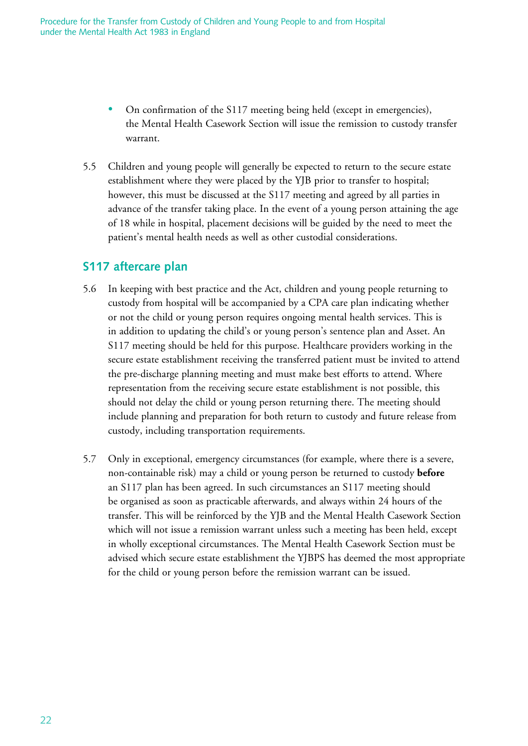- On confirmation of the S117 meeting being held (except in emergencies), the Mental Health Casework Section will issue the remission to custody transfer warrant.

5.5 Children and young people will generally be expected to return to the secure estate establishment where they were placed by the YJB prior to transfer to hospital; however, this must be discussed at the S117 meeting and agreed by all parties in advance of the transfer taking place. In the event of a young person attaining the age of 18 while in hospital, placement decisions will be guided by the need to meet the patient's mental health needs as well as other custodial considerations.

## S117 aftercare plan

5.6 In keeping with best practice and the Act, children and young people returning to custody from hospital will be accompanied by a CPA care plan indicating whether or not the child or young person requires ongoing mental health services. This is in addition to updating the child's or young person's sentence plan and Asset. An S117 meeting should be held for this purpose. Healthcare providers working in the secure estate establishment receiving the transferred patient must be invited to attend the pre-discharge planning meeting and must make best efforts to attend. Where representation from the receiving secure estate establishment is not possible, this should not delay the child or young person returning there. The meeting should include planning and preparation for both return to custody and future release from custody, including transportation requirements.

5.7 Only in exceptional, emergency circumstances (for example, where there is a severe, non-containable risk) may a child or young person be returned to custody **before** an S117 plan has been agreed. In such circumstances an S117 meeting should be organised as soon as practicable afterwards, and always within 24 hours of the transfer. This will be reinforced by the YJB and the Mental Health Casework Section which will not issue a remission warrant unless such a meeting has been held, except in wholly exceptional circumstances. The Mental Health Casework Section must be advised which secure estate establishment the YJBPS has deemed the most appropriate for the child or young person before the remission warrant can be issued.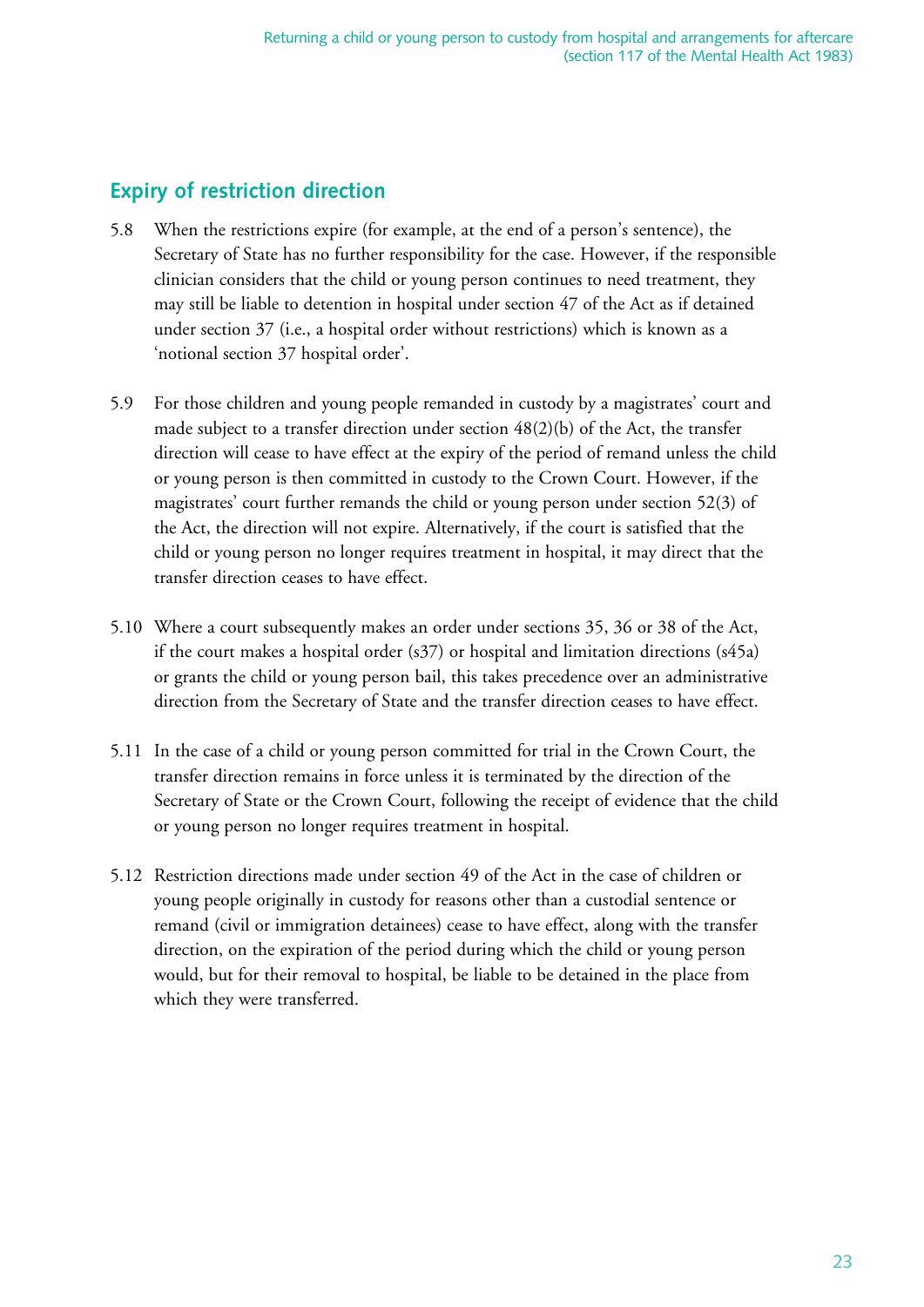## Expiry of restriction direction

5.8 When the restrictions expire (for example, at the end of a person's sentence), the Secretary of State has no further responsibility for the case. However, if the responsible clinician considers that the child or young person continues to need treatment, they may still be liable to detention in hospital under section 47 of the Act as if detained under section 37 (i.e., a hospital order without restrictions) which is known as a 'notional section 37 hospital order'.

5.9 For those children and young people remanded in custody by a magistrates' court and made subject to a transfer direction under section 48(2)(b) of the Act, the transfer direction will cease to have effect at the expiry of the period of remand unless the child or young person is then committed in custody to the Crown Court. However, if the magistrates' court further remands the child or young person under section 52(3) of the Act, the direction will not expire. Alternatively, if the court is satisfied that the child or young person no longer requires treatment in hospital, it may direct that the transfer direction ceases to have effect.

5.10 Where a court subsequently makes an order under sections 35, 36 or 38 of the Act, if the court makes a hospital order (s37) or hospital and limitation directions (s45a) or grants the child or young person bail, this takes precedence over an administrative direction from the Secretary of State and the transfer direction ceases to have effect.

5.11 In the case of a child or young person committed for trial in the Crown Court, the transfer direction remains in force unless it is terminated by the direction of the Secretary of State or the Crown Court, following the receipt of evidence that the child or young person no longer requires treatment in hospital.

5.12 Restriction directions made under section 49 of the Act in the case of children or young people originally in custody for reasons other than a custodial sentence or remand (civil or immigration detainees) cease to have effect, along with the transfer direction, on the expiration of the period during which the child or young person would, but for their removal to hospital, be liable to be detained in the place from which they were transferred.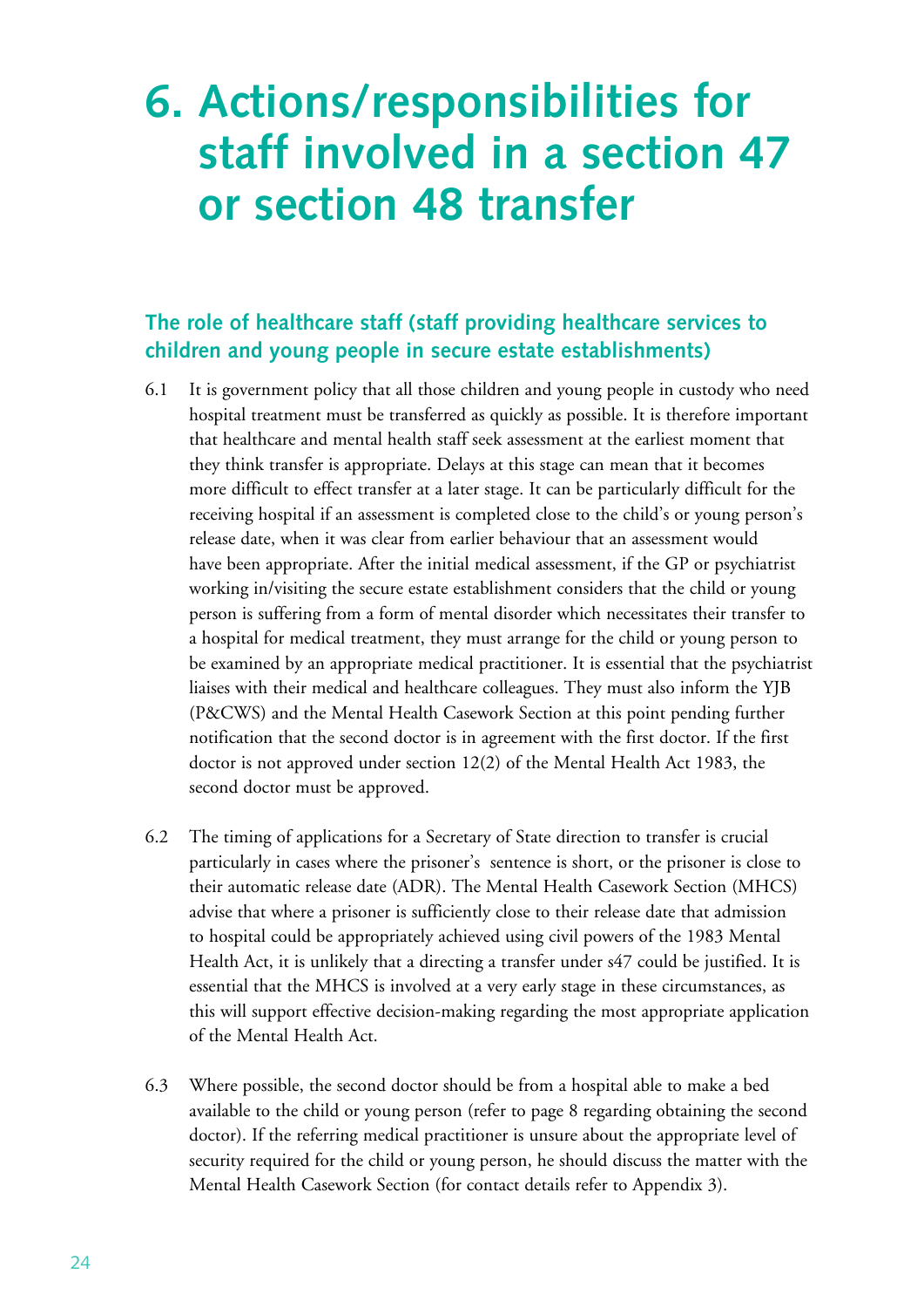# 6. Actions/responsibilities for staff involved in a section 47 or section 48 transfer

## The role of healthcare staff (staff providing healthcare services to children and young people in secure estate establishments)

6.1 It is government policy that all those children and young people in custody who need hospital treatment must be transferred as quickly as possible. It is therefore important that healthcare and mental health staff seek assessment at the earliest moment that they think transfer is appropriate. Delays at this stage can mean that it becomes more difficult to effect transfer at a later stage. It can be particularly difficult for the receiving hospital if an assessment is completed close to the child's or young person's release date, when it was clear from earlier behaviour that an assessment would have been appropriate. After the initial medical assessment, if the GP or psychiatrist working in/visiting the secure estate establishment considers that the child or young person is suffering from a form of mental disorder which necessitates their transfer to a hospital for medical treatment, they must arrange for the child or young person to be examined by an appropriate medical practitioner. It is essential that the psychiatrist liaises with their medical and healthcare colleagues. They must also inform the YJB (P&CWS) and the Mental Health Casework Section at this point pending further notification that the second doctor is in agreement with the first doctor. If the first doctor is not approved under section 12(2) of the Mental Health Act 1983, the second doctor must be approved.

6.2 The timing of applications for a Secretary of State direction to transfer is crucial particularly in cases where the prisoner's sentence is short, or the prisoner is close to their automatic release date (ADR). The Mental Health Casework Section (MHCS) advise that where a prisoner is sufficiently close to their release date that admission to hospital could be appropriately achieved using civil powers of the 1983 Mental Health Act, it is unlikely that a directing a transfer under s47 could be justified. It is essential that the MHCS is involved at a very early stage in these circumstances, as this will support effective decision-making regarding the most appropriate application of the Mental Health Act.

6.3 Where possible, the second doctor should be from a hospital able to make a bed available to the child or young person (refer to page 8 regarding obtaining the second doctor). If the referring medical practitioner is unsure about the appropriate level of security required for the child or young person, he should discuss the matter with the Mental Health Casework Section (for contact details refer to Appendix 3).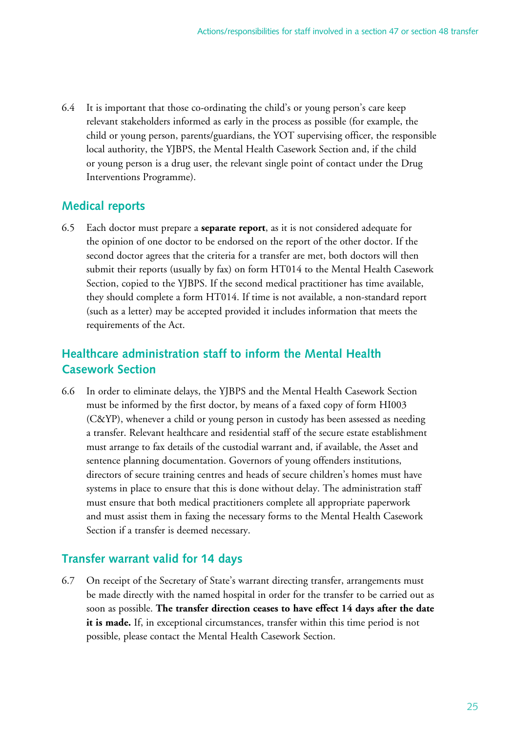6.4 It is important that those co-ordinating the child's or young person's care keep relevant stakeholders informed as early in the process as possible (for example, the child or young person, parents/guardians, the YOT supervising officer, the responsible local authority, the YJBPS, the Mental Health Casework Section and, if the child or young person is a drug user, the relevant single point of contact under the Drug Interventions Programme).

## Medical reports

6.5 Each doctor must prepare a **separate report**, as it is not considered adequate for the opinion of one doctor to be endorsed on the report of the other doctor. If the second doctor agrees that the criteria for a transfer are met, both doctors will then submit their reports (usually by fax) on form HT014 to the Mental Health Casework Section, copied to the YJBPS. If the second medical practitioner has time available, they should complete a form HT014. If time is not available, a non-standard report (such as a letter) may be accepted provided it includes information that meets the requirements of the Act.

## Healthcare administration staff to inform the Mental Health Casework Section

6.6 In order to eliminate delays, the YJBPS and the Mental Health Casework Section must be informed by the first doctor, by means of a faxed copy of form HI003 (C&YP), whenever a child or young person in custody has been assessed as needing a transfer. Relevant healthcare and residential staff of the secure estate establishment must arrange to fax details of the custodial warrant and, if available, the Asset and sentence planning documentation. Governors of young offenders institutions, directors of secure training centres and heads of secure children's homes must have systems in place to ensure that this is done without delay. The administration staff must ensure that both medical practitioners complete all appropriate paperwork and must assist them in faxing the necessary forms to the Mental Health Casework Section if a transfer is deemed necessary.

## Transfer warrant valid for 14 days

6.7 On receipt of the Secretary of State's warrant directing transfer, arrangements must be made directly with the named hospital in order for the transfer to be carried out as soon as possible. **The transfer direction ceases to have effect 14 days after the date it is made.** If, in exceptional circumstances, transfer within this time period is not possible, please contact the Mental Health Casework Section.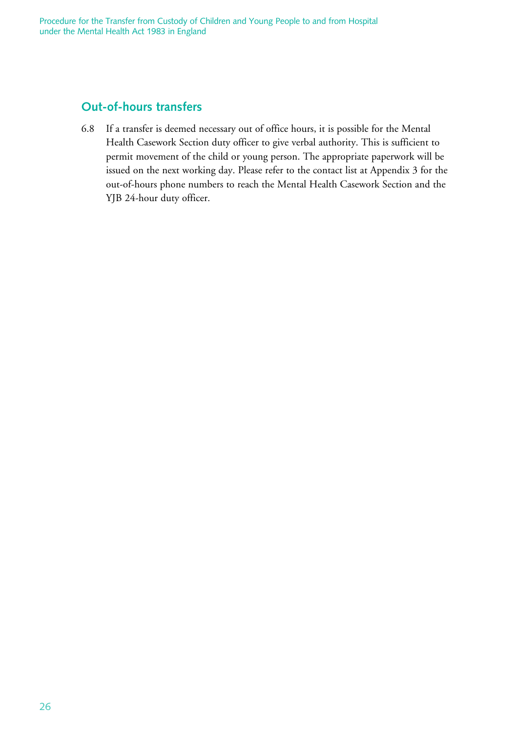## Out-of-hours transfers

6.8 If a transfer is deemed necessary out of office hours, it is possible for the Mental Health Casework Section duty officer to give verbal authority. This is sufficient to permit movement of the child or young person. The appropriate paperwork will be issued on the next working day. Please refer to the contact list at Appendix 3 for the out-of-hours phone numbers to reach the Mental Health Casework Section and the YJB 24-hour duty officer.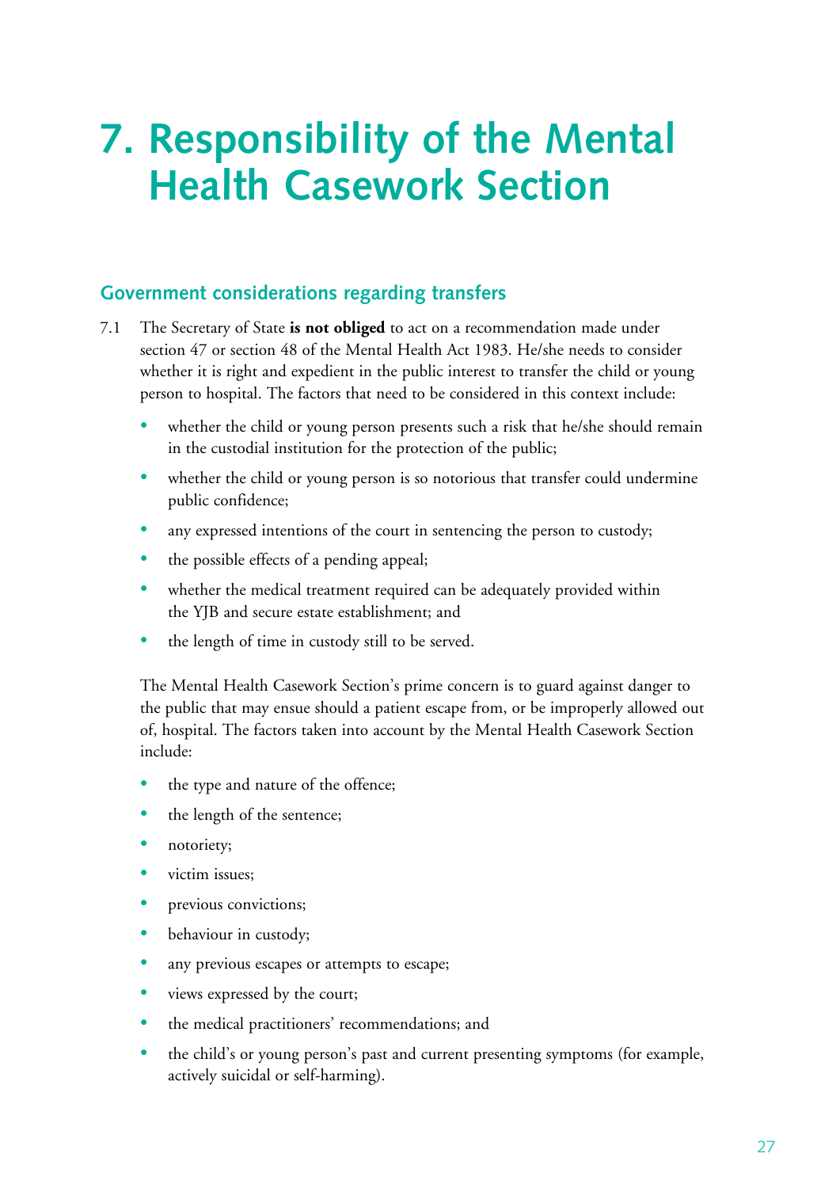# 7. Responsibility of the Mental Health Casework Section

## Government considerations regarding transfers

7.1 The Secretary of State **is not obliged** to act on a recommendation made under section 47 or section 48 of the Mental Health Act 1983. He/she needs to consider whether it is right and expedient in the public interest to transfer the child or young person to hospital. The factors that need to be considered in this context include:

- whether the child or young person presents such a risk that he/she should remain in the custodial institution for the protection of the public;
- whether the child or young person is so notorious that transfer could undermine public confidence;
- any expressed intentions of the court in sentencing the person to custody;
- the possible effects of a pending appeal;
- whether the medical treatment required can be adequately provided within the YJB and secure estate establishment; and
- the length of time in custody still to be served.

The Mental Health Casework Section's prime concern is to guard against danger to the public that may ensue should a patient escape from, or be improperly allowed out of, hospital. The factors taken into account by the Mental Health Casework Section include:

- the type and nature of the offence;
- the length of the sentence;
- notoriety;
- victim issues;
- previous convictions;
- behaviour in custody;
- any previous escapes or attempts to escape;
- views expressed by the court;
- the medical practitioners' recommendations; and
- the child's or young person's past and current presenting symptoms (for example, actively suicidal or self-harming).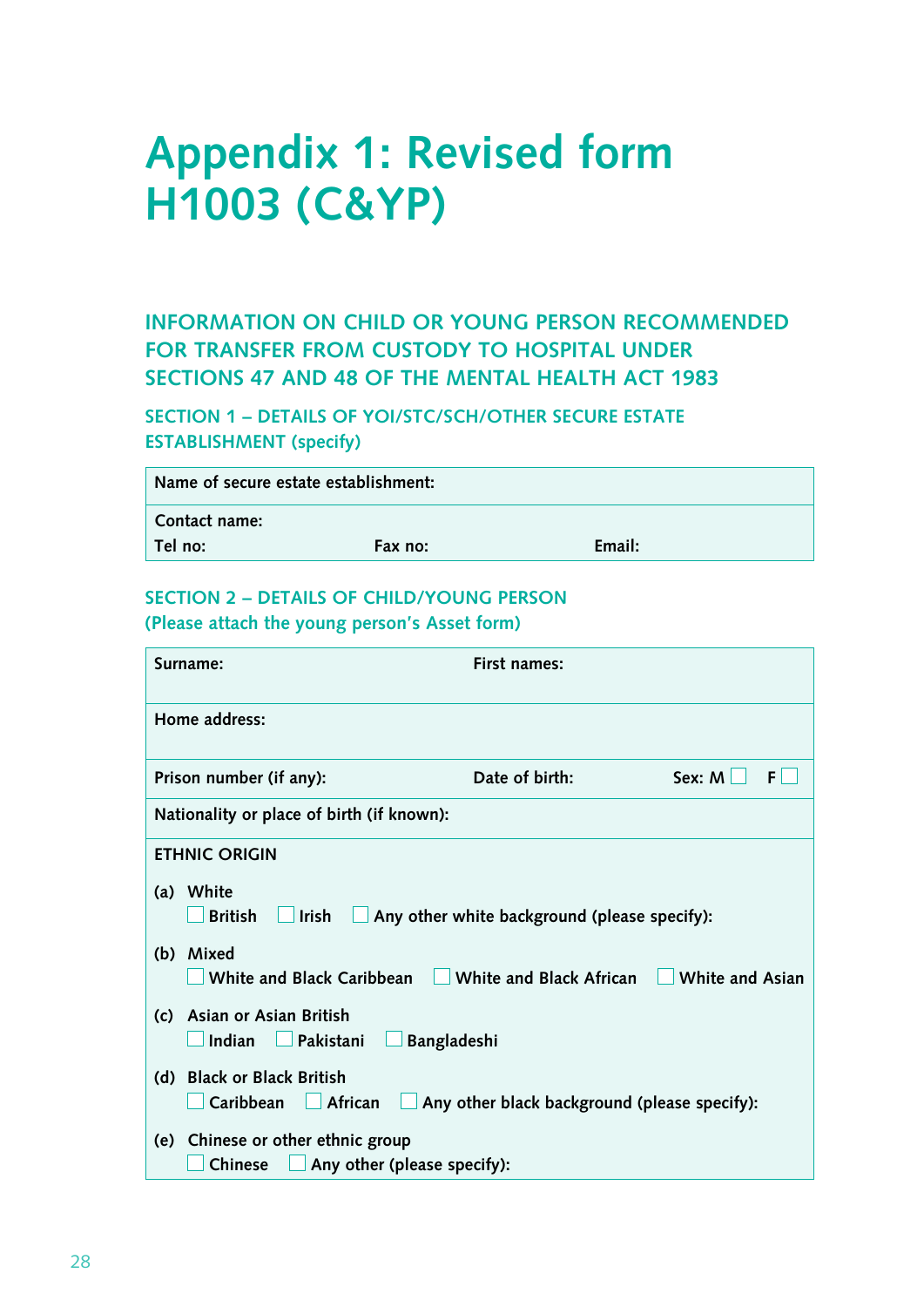# Appendix 1: Revised form H1003 (C&YP)

## INFORMATION ON CHILD OR YOUNG PERSON RECOMMENDED FOR TRANSFER FROM CUSTODY TO HOSPITAL UNDER SECTIONS 47 AND 48 OF THE MENTAL HEALTH ACT 1983

### SECTION 1 – DETAILS OF YOI/STC/SCH/OTHER SECURE ESTATE ESTABLISHMENT (specify)

| Name of secure estate establishment: | | |
|---|---|---|
| Contact name: | | |
| Tel no: | Fax no: | Email: |

### SECTION 2 – DETAILS OF CHILD/YOUNG PERSON
(Please attach the young person's Asset form)

| Surname: | First names: | |
|---|---|---|
| Home address: | | |
| Prison number (if any): | Date of birth: | Sex: M ☐ F ☐ |
| Nationality or place of birth (if known): | | |

**ETHNIC ORIGIN**

(a) White
☐ British ☐ Irish ☐ Any other white background (please specify):

(b) Mixed
☐ White and Black Caribbean ☐ White and Black African ☐ White and Asian

(c) Asian or Asian British
☐ Indian ☐ Pakistani ☐ Bangladeshi

(d) Black or Black British
☐ Caribbean ☐ African ☐ Any other black background (please specify):

(e) Chinese or other ethnic group
☐ Chinese ☐ Any other (please specify):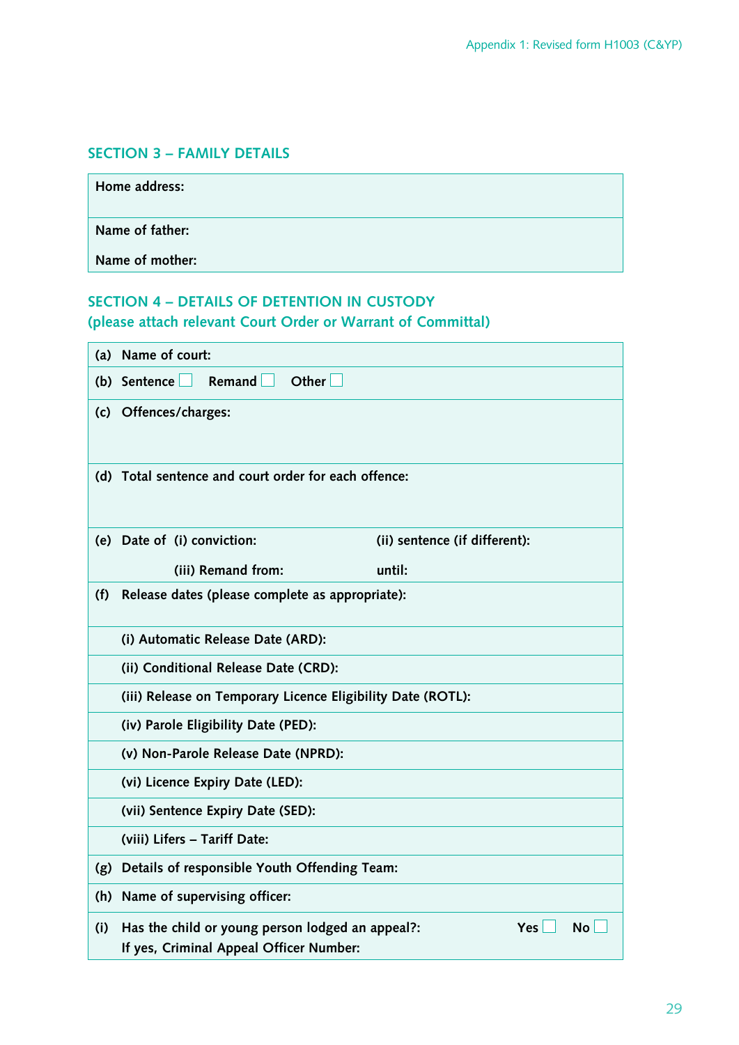## SECTION 3 – FAMILY DETAILS

| |
|---|
| **Home address:** |
| **Name of father:**<br>**Name of mother:** |

## SECTION 4 – DETAILS OF DETENTION IN CUSTODY

**(please attach relevant Court Order or Warrant of Committal)**

| | | |
|---|---|---|
| **(a)** | **Name of court:** | |
| **(b)** | **Sentence** ☐ **Remand** ☐ **Other** ☐ | |
| **(c)** | **Offences/charges:** | |
| **(d)** | **Total sentence and court order for each offence:** | |
| **(e)** | **Date of (i) conviction:**<br>**(iii) Remand from:** | **(ii) sentence (if different):**<br>**until:** |
| **(f)** | **Release dates (please complete as appropriate):** | |
| | **(i) Automatic Release Date (ARD):** | |
| | **(ii) Conditional Release Date (CRD):** | |
| | **(iii) Release on Temporary Licence Eligibility Date (ROTL):** | |
| | **(iv) Parole Eligibility Date (PED):** | |
| | **(v) Non-Parole Release Date (NPRD):** | |
| | **(vi) Licence Expiry Date (LED):** | |
| | **(vii) Sentence Expiry Date (SED):** | |
| | **(viii) Lifers – Tariff Date:** | |
| **(g)** | **Details of responsible Youth Offending Team:** | |
| **(h)** | **Name of supervising officer:** | |
| **(i)** | **Has the child or young person lodged an appeal?:**<br>**If yes, Criminal Appeal Officer Number:** | **Yes** ☐ **No** ☐ |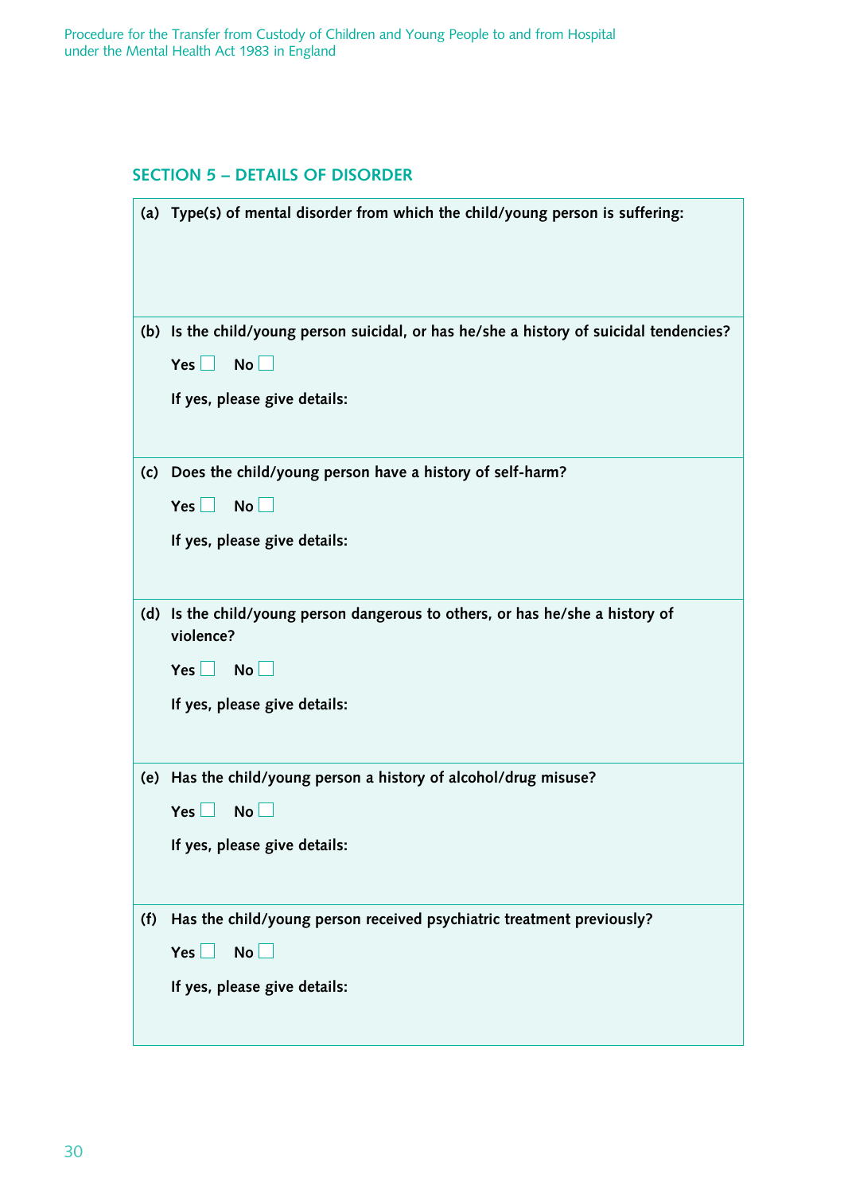## SECTION 5 – DETAILS OF DISORDER

**(a) Type(s) of mental disorder from which the child/young person is suffering:**

**(b) Is the child/young person suicidal, or has he/she a history of suicidal tendencies?**

**Yes** ☐ **No** ☐

**If yes, please give details:**

**(c) Does the child/young person have a history of self-harm?**

**Yes** ☐ **No** ☐

**If yes, please give details:**

**(d) Is the child/young person dangerous to others, or has he/she a history of violence?**

**Yes** ☐ **No** ☐

**If yes, please give details:**

**(e) Has the child/young person a history of alcohol/drug misuse?**

**Yes** ☐ **No** ☐

**If yes, please give details:**

**(f) Has the child/young person received psychiatric treatment previously?**

**Yes** ☐ **No** ☐

**If yes, please give details:**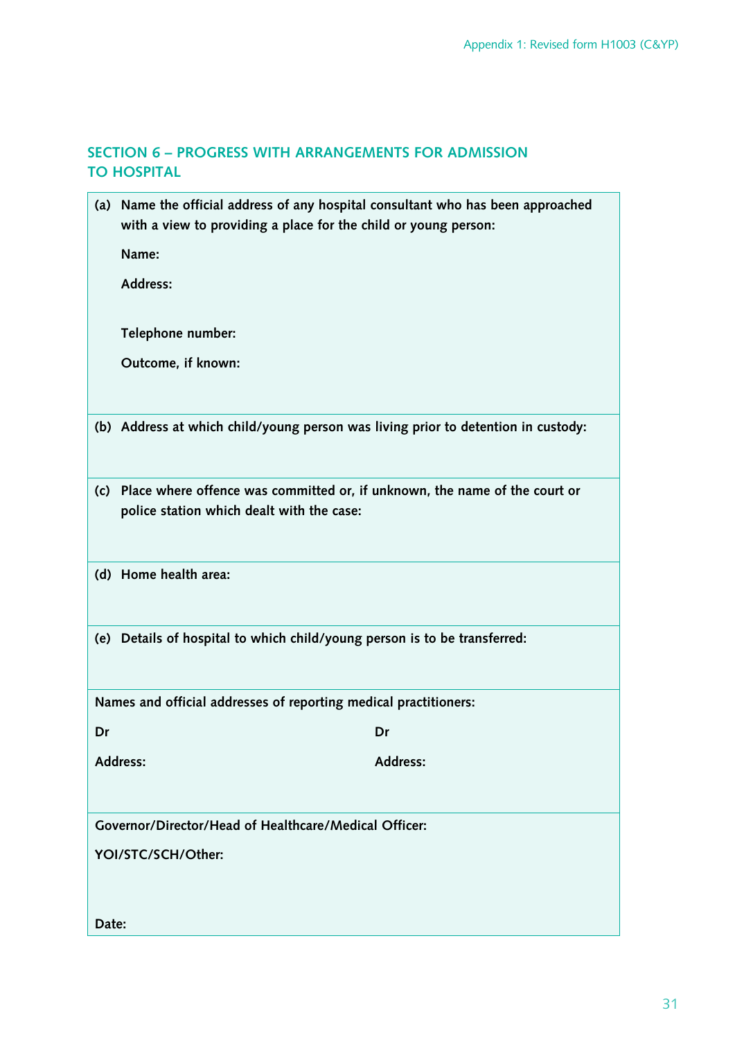## SECTION 6 – PROGRESS WITH ARRANGEMENTS FOR ADMISSION TO HOSPITAL

**(a) Name the official address of any hospital consultant who has been approached with a view to providing a place for the child or young person:**

**Name:**

**Address:**

**Telephone number:**

**Outcome, if known:**

**(b) Address at which child/young person was living prior to detention in custody:**

**(c) Place where offence was committed or, if unknown, the name of the court or police station which dealt with the case:**

**(d) Home health area:**

**(e) Details of hospital to which child/young person is to be transferred:**

**Names and official addresses of reporting medical practitioners:**

**Dr**

**Address:**

**Dr**

**Address:**

**Governor/Director/Head of Healthcare/Medical Officer:**

**YOI/STC/SCH/Other:**

**Date:**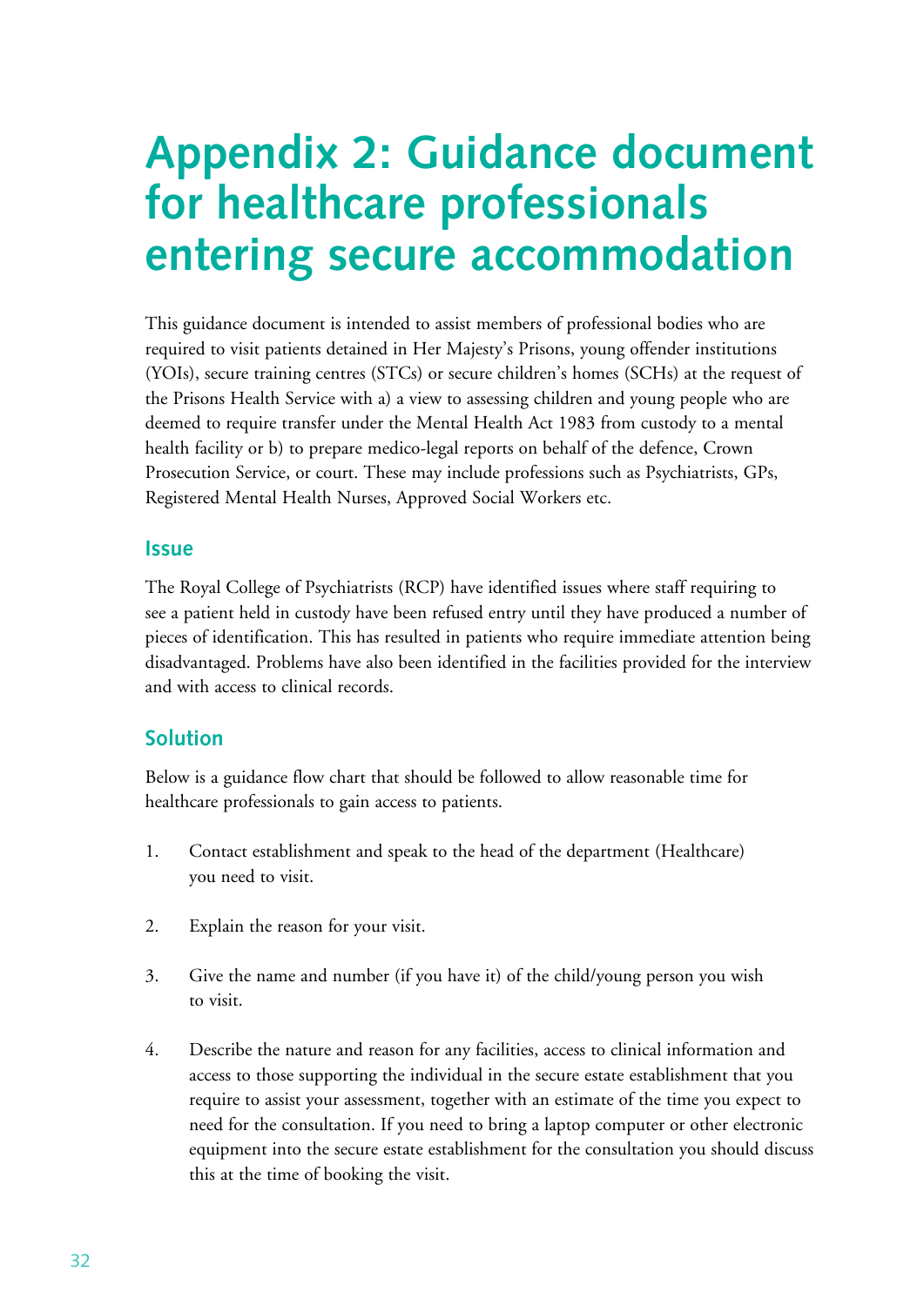# Appendix 2: Guidance document for healthcare professionals entering secure accommodation

This guidance document is intended to assist members of professional bodies who are required to visit patients detained in Her Majesty's Prisons, young offender institutions (YOIs), secure training centres (STCs) or secure children's homes (SCHs) at the request of the Prisons Health Service with a) a view to assessing children and young people who are deemed to require transfer under the Mental Health Act 1983 from custody to a mental health facility or b) to prepare medico-legal reports on behalf of the defence, Crown Prosecution Service, or court. These may include professions such as Psychiatrists, GPs, Registered Mental Health Nurses, Approved Social Workers etc.

## Issue

The Royal College of Psychiatrists (RCP) have identified issues where staff requiring to see a patient held in custody have been refused entry until they have produced a number of pieces of identification. This has resulted in patients who require immediate attention being disadvantaged. Problems have also been identified in the facilities provided for the interview and with access to clinical records.

## Solution

Below is a guidance flow chart that should be followed to allow reasonable time for healthcare professionals to gain access to patients.

1. Contact establishment and speak to the head of the department (Healthcare) you need to visit.

2. Explain the reason for your visit.

3. Give the name and number (if you have it) of the child/young person you wish to visit.

4. Describe the nature and reason for any facilities, access to clinical information and access to those supporting the individual in the secure estate establishment that you require to assist your assessment, together with an estimate of the time you expect to need for the consultation. If you need to bring a laptop computer or other electronic equipment into the secure estate establishment for the consultation you should discuss this at the time of booking the visit.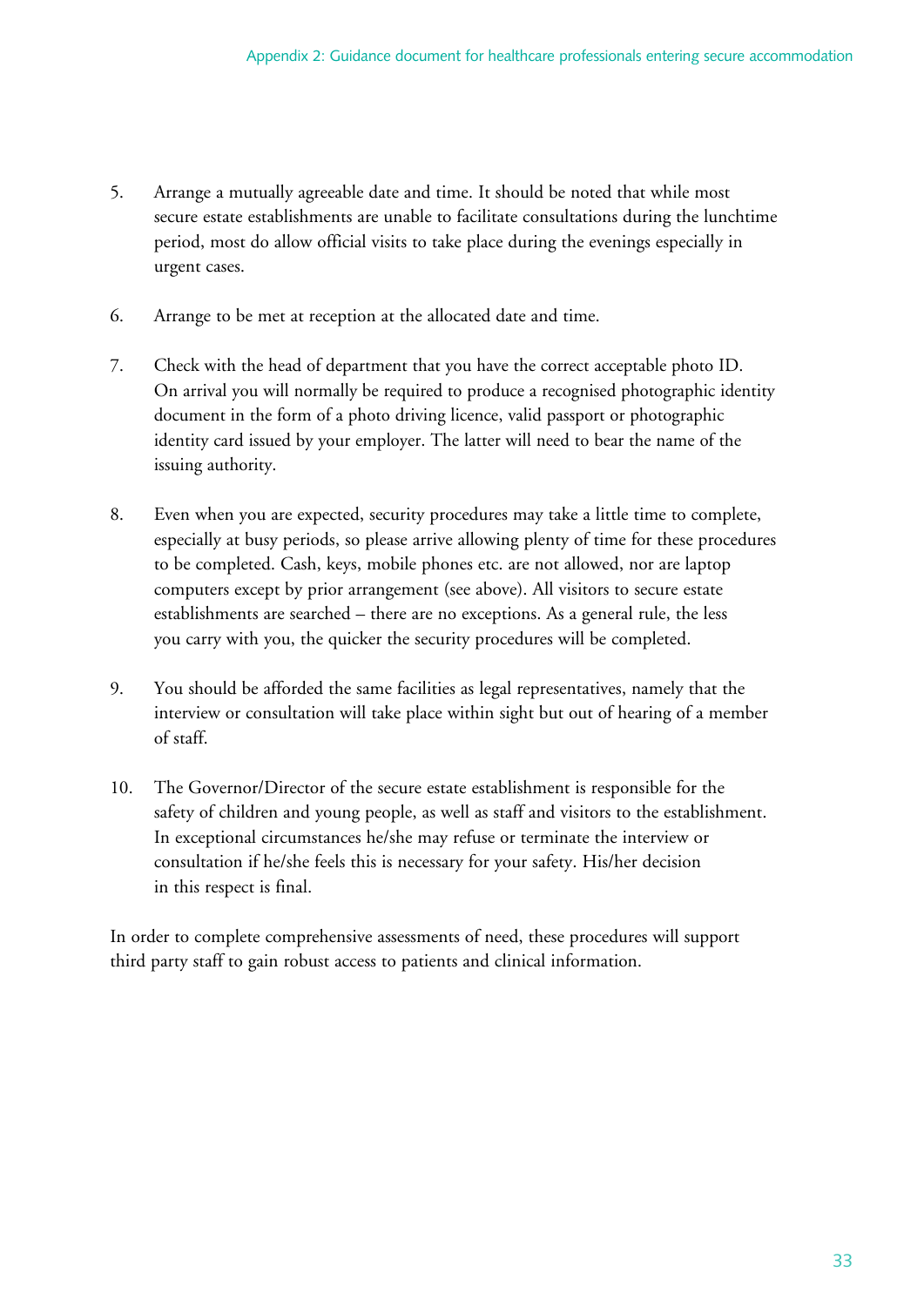5. Arrange a mutually agreeable date and time. It should be noted that while most secure estate establishments are unable to facilitate consultations during the lunchtime period, most do allow official visits to take place during the evenings especially in urgent cases.

6. Arrange to be met at reception at the allocated date and time.

7. Check with the head of department that you have the correct acceptable photo ID. On arrival you will normally be required to produce a recognised photographic identity document in the form of a photo driving licence, valid passport or photographic identity card issued by your employer. The latter will need to bear the name of the issuing authority.

8. Even when you are expected, security procedures may take a little time to complete, especially at busy periods, so please arrive allowing plenty of time for these procedures to be completed. Cash, keys, mobile phones etc. are not allowed, nor are laptop computers except by prior arrangement (see above). All visitors to secure estate establishments are searched – there are no exceptions. As a general rule, the less you carry with you, the quicker the security procedures will be completed.

9. You should be afforded the same facilities as legal representatives, namely that the interview or consultation will take place within sight but out of hearing of a member of staff.

10. The Governor/Director of the secure estate establishment is responsible for the safety of children and young people, as well as staff and visitors to the establishment. In exceptional circumstances he/she may refuse or terminate the interview or consultation if he/she feels this is necessary for your safety. His/her decision in this respect is final.

In order to complete comprehensive assessments of need, these procedures will support third party staff to gain robust access to patients and clinical information.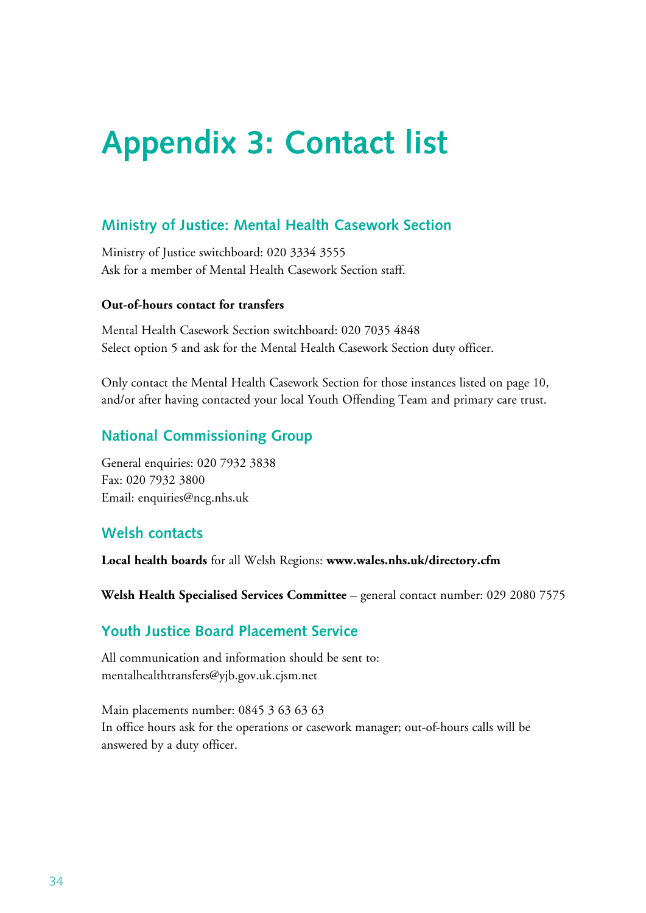# Appendix 3: Contact list

## Ministry of Justice: Mental Health Casework Section

Ministry of Justice switchboard: 020 3334 3555
Ask for a member of Mental Health Casework Section staff.

**Out-of-hours contact for transfers**

Mental Health Casework Section switchboard: 020 7035 4848
Select option 5 and ask for the Mental Health Casework Section duty officer.

Only contact the Mental Health Casework Section for those instances listed on page 10, and/or after having contacted your local Youth Offending Team and primary care trust.

## National Commissioning Group

General enquiries: 020 7932 3838
Fax: 020 7932 3800
Email: enquiries@ncg.nhs.uk

## Welsh contacts

**Local health boards** for all Welsh Regions: **www.wales.nhs.uk/directory.cfm**

**Welsh Health Specialised Services Committee** – general contact number: 029 2080 7575

## Youth Justice Board Placement Service

All communication and information should be sent to:
mentalhealthtransfers@yjb.gov.uk.cjsm.net

Main placements number: 0845 3 63 63 63
In office hours ask for the operations or casework manager; out-of-hours calls will be answered by a duty officer.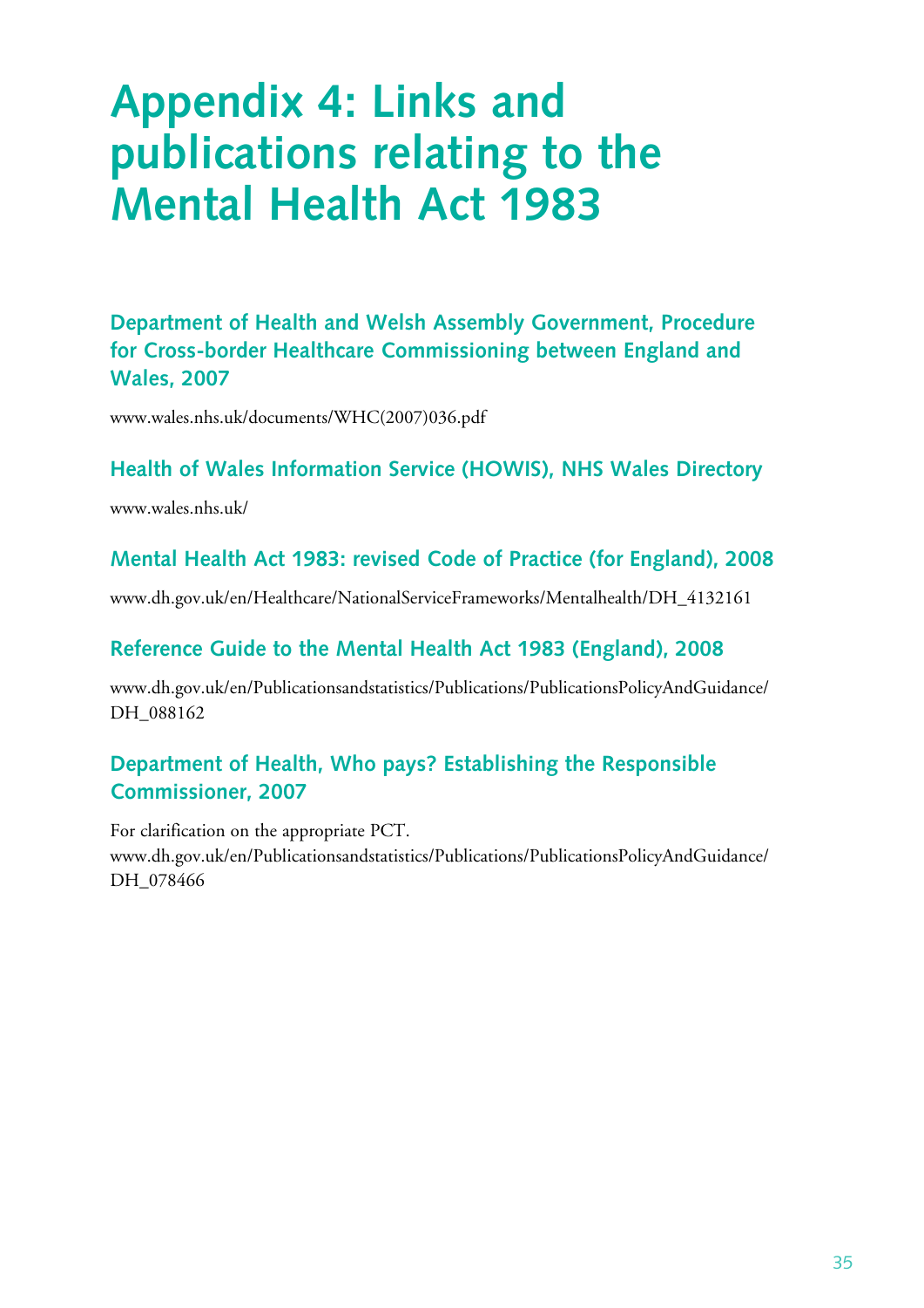# Appendix 4: Links and publications relating to the Mental Health Act 1983

### Department of Health and Welsh Assembly Government, Procedure for Cross-border Healthcare Commissioning between England and Wales, 2007

www.wales.nhs.uk/documents/WHC(2007)036.pdf

### Health of Wales Information Service (HOWIS), NHS Wales Directory

www.wales.nhs.uk/

### Mental Health Act 1983: revised Code of Practice (for England), 2008

www.dh.gov.uk/en/Healthcare/NationalServiceFrameworks/Mentalhealth/DH_4132161

### Reference Guide to the Mental Health Act 1983 (England), 2008

www.dh.gov.uk/en/Publicationsandstatistics/Publications/PublicationsPolicyAndGuidance/DH_088162

### Department of Health, Who pays? Establishing the Responsible Commissioner, 2007

For clarification on the appropriate PCT.
www.dh.gov.uk/en/Publicationsandstatistics/Publications/PublicationsPolicyAndGuidance/DH_078466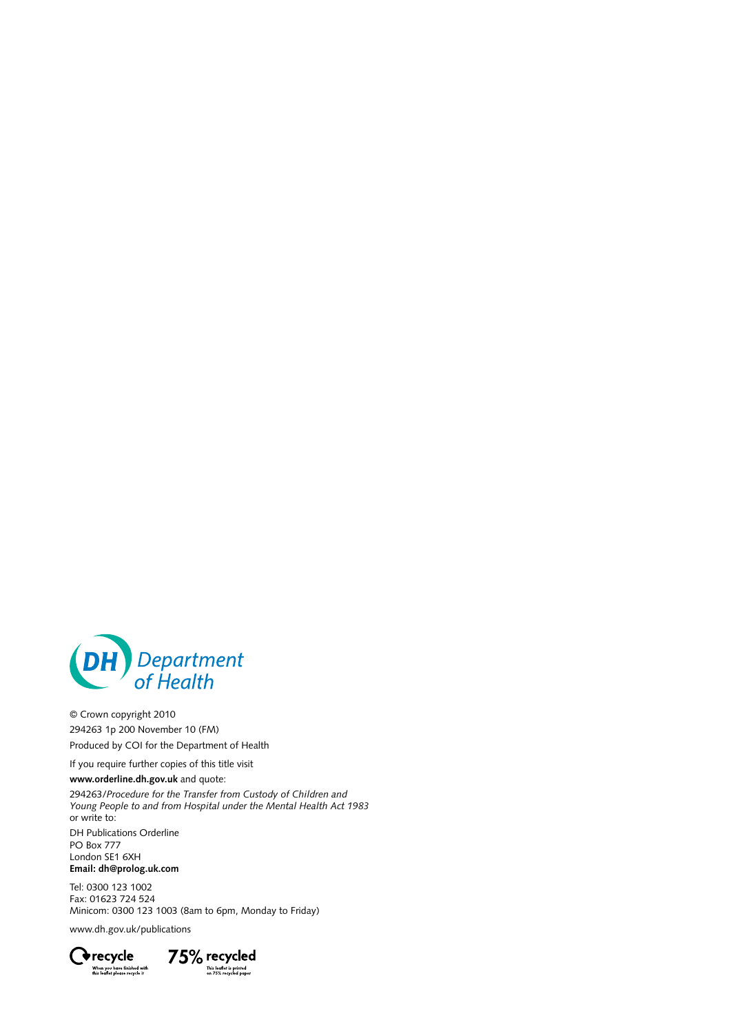DH Department of Health

© Crown copyright 2010

294263 1p 200 November 10 (FM)

Produced by COI for the Department of Health

If you require further copies of this title visit

**www.orderline.dh.gov.uk** and quote:

294263/*Procedure for the Transfer from Custody of Children and Young People to and from Hospital under the Mental Health Act 1983* or write to:

DH Publications Orderline
PO Box 777
London SE1 6XH
**Email: dh@prolog.uk.com**

Tel: 0300 123 1002
Fax: 01623 724 524
Minicom: 0300 123 1003 (8am to 6pm, Monday to Friday)

www.dh.gov.uk/publications

recycle
When you have finished with this leaflet please recycle it

75% recycled
This leaflet is printed on 75% recycled paper